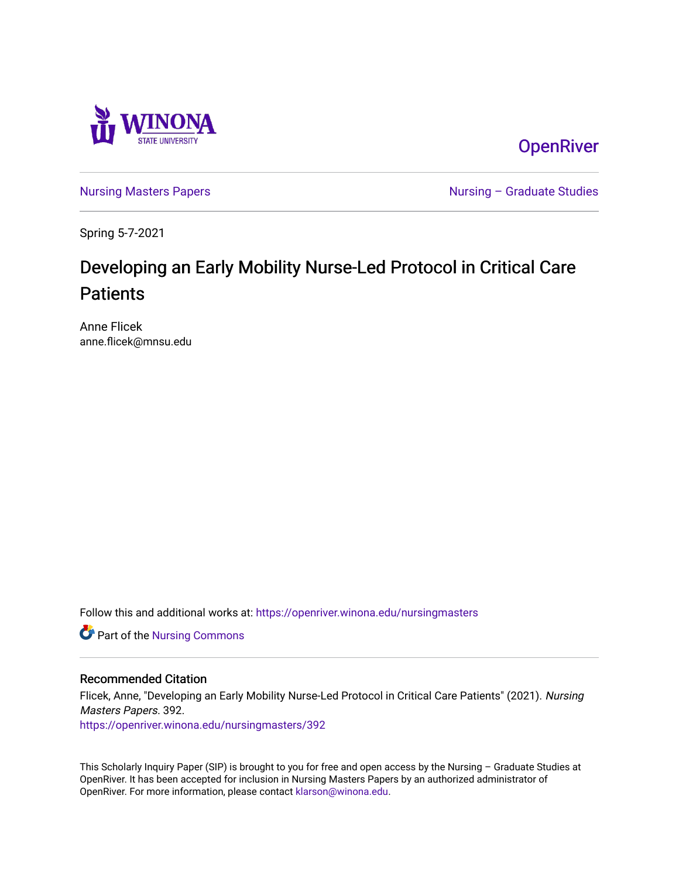Winona State University

OpenRiver

Nursing Masters Papers

Nursing – Graduate Studies

Spring 5-7-2021

# Developing an Early Mobility Nurse-Led Protocol in Critical Care Patients

Anne Flicek
anne.flicek@mnsu.edu

Follow this and additional works at: https://openriver.winona.edu/nursingmasters

Part of the Nursing Commons

## Recommended Citation

Flicek, Anne, "Developing an Early Mobility Nurse-Led Protocol in Critical Care Patients" (2021). *Nursing Masters Papers*. 392.
https://openriver.winona.edu/nursingmasters/392

This Scholarly Inquiry Paper (SIP) is brought to you for free and open access by the Nursing – Graduate Studies at OpenRiver. It has been accepted for inclusion in Nursing Masters Papers by an authorized administrator of OpenRiver. For more information, please contact klarson@winona.edu.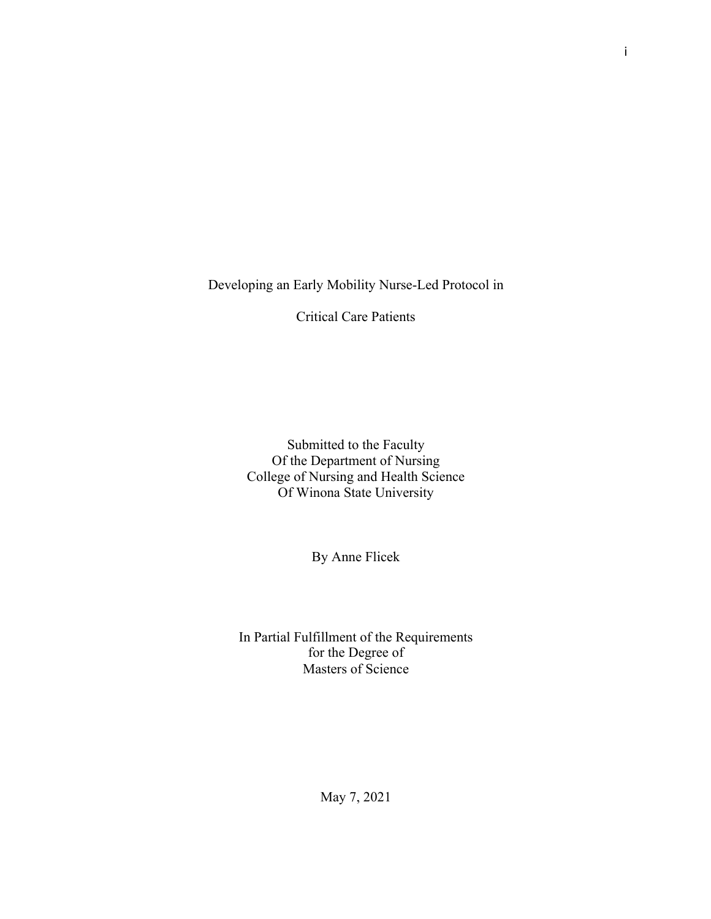# Developing an Early Mobility Nurse-Led Protocol in Critical Care Patients

Submitted to the Faculty
Of the Department of Nursing
College of Nursing and Health Science
Of Winona State University

By Anne Flicek

In Partial Fulfillment of the Requirements
for the Degree of
Masters of Science

May 7, 2021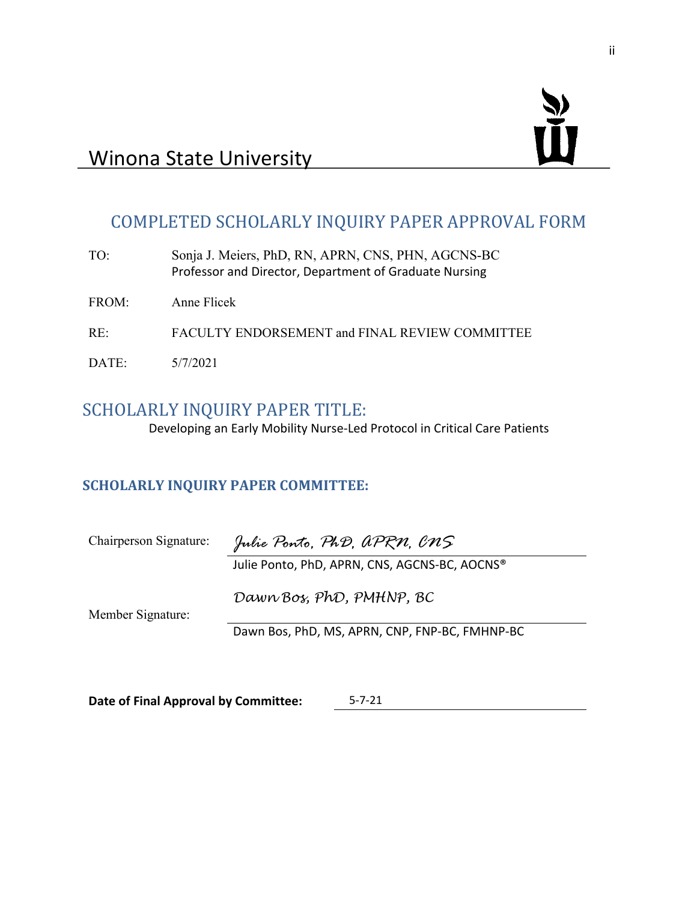# Winona State University

## COMPLETED SCHOLARLY INQUIRY PAPER APPROVAL FORM

TO: Sonja J. Meiers, PhD, RN, APRN, CNS, PHN, AGCNS-BC
Professor and Director, Department of Graduate Nursing

FROM: Anne Flicek

RE: FACULTY ENDORSEMENT and FINAL REVIEW COMMITTEE

DATE: 5/7/2021

## SCHOLARLY INQUIRY PAPER TITLE:

Developing an Early Mobility Nurse-Led Protocol in Critical Care Patients

### SCHOLARLY INQUIRY PAPER COMMITTEE:

Chairperson Signature: *Julie Ponto, PhD, APRN, CNS*

Julie Ponto, PhD, APRN, CNS, AGCNS-BC, AOCNS®

Member Signature: *Dawn Bos, PhD, PMHNP, BC*

Dawn Bos, PhD, MS, APRN, CNP, FNP-BC, FMHNP-BC

**Date of Final Approval by Committee:** 5-7-21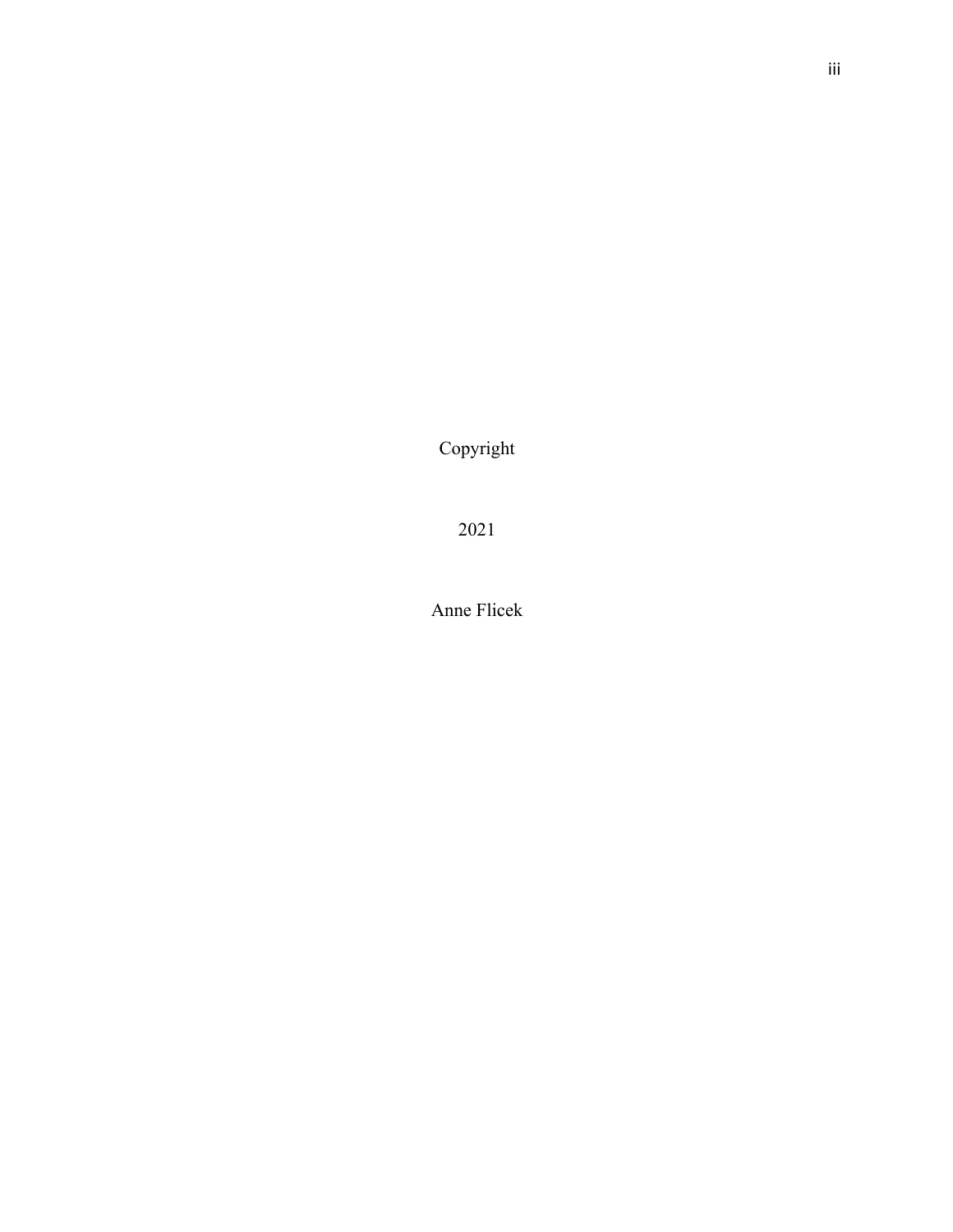Copyright

2021

Anne Flicek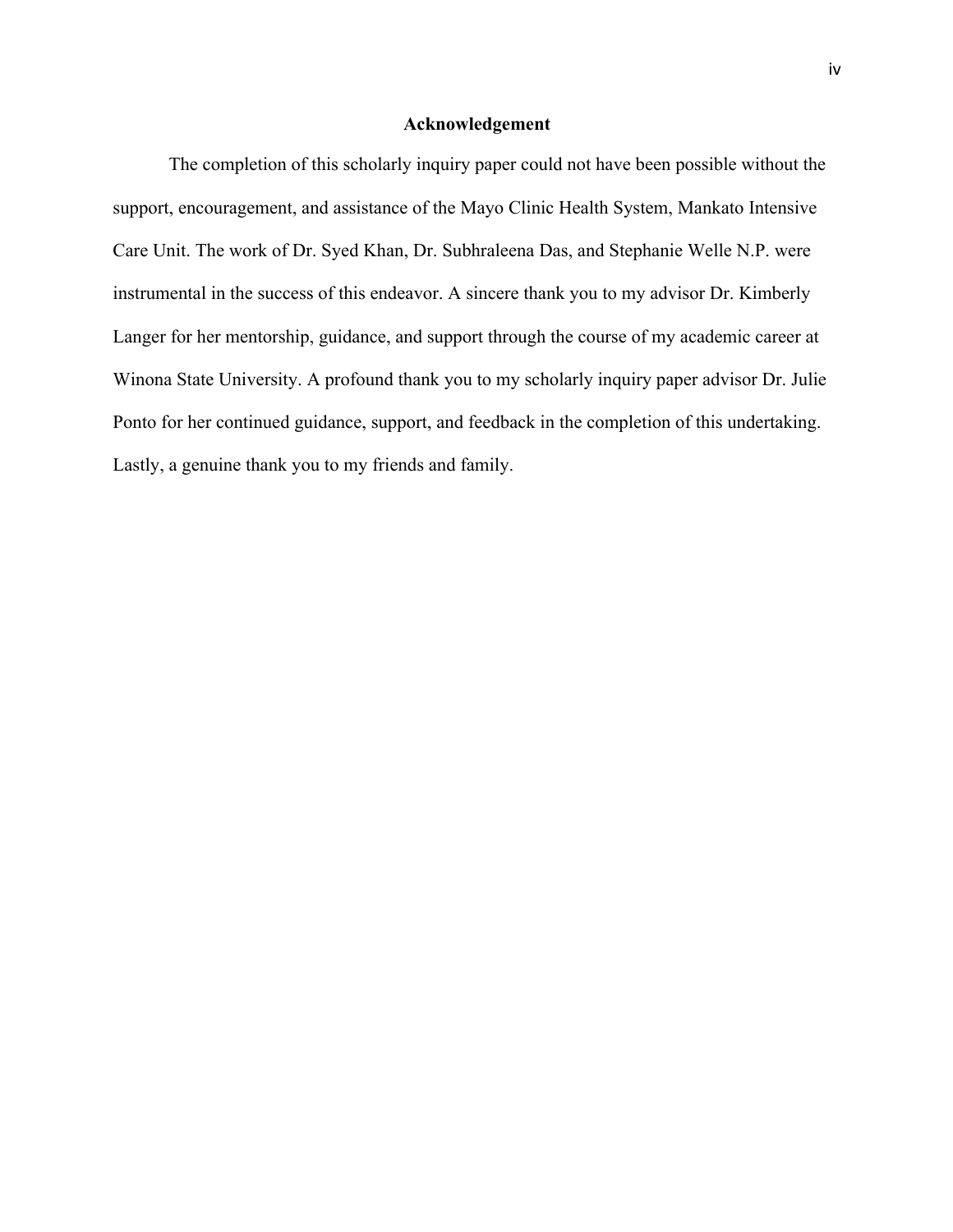## Acknowledgement

The completion of this scholarly inquiry paper could not have been possible without the support, encouragement, and assistance of the Mayo Clinic Health System, Mankato Intensive Care Unit. The work of Dr. Syed Khan, Dr. Subhraleena Das, and Stephanie Welle N.P. were instrumental in the success of this endeavor. A sincere thank you to my advisor Dr. Kimberly Langer for her mentorship, guidance, and support through the course of my academic career at Winona State University. A profound thank you to my scholarly inquiry paper advisor Dr. Julie Ponto for her continued guidance, support, and feedback in the completion of this undertaking. Lastly, a genuine thank you to my friends and family.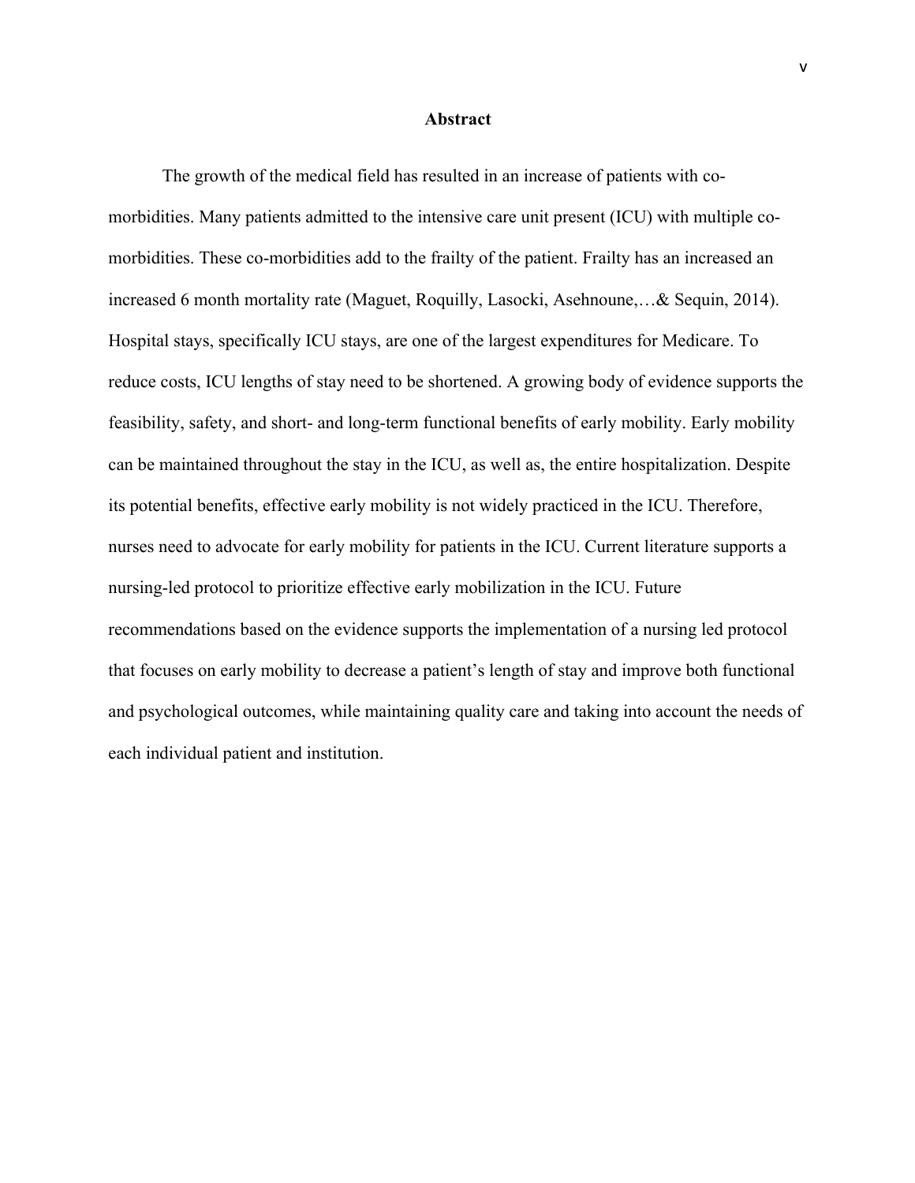# Abstract

The growth of the medical field has resulted in an increase of patients with co-morbidities. Many patients admitted to the intensive care unit present (ICU) with multiple co-morbidities. These co-morbidities add to the frailty of the patient. Frailty has an increased an increased 6 month mortality rate (Maguet, Roquilly, Lasocki, Asehnoune,…& Sequin, 2014). Hospital stays, specifically ICU stays, are one of the largest expenditures for Medicare. To reduce costs, ICU lengths of stay need to be shortened. A growing body of evidence supports the feasibility, safety, and short- and long-term functional benefits of early mobility. Early mobility can be maintained throughout the stay in the ICU, as well as, the entire hospitalization. Despite its potential benefits, effective early mobility is not widely practiced in the ICU. Therefore, nurses need to advocate for early mobility for patients in the ICU. Current literature supports a nursing-led protocol to prioritize effective early mobilization in the ICU. Future recommendations based on the evidence supports the implementation of a nursing led protocol that focuses on early mobility to decrease a patient's length of stay and improve both functional and psychological outcomes, while maintaining quality care and taking into account the needs of each individual patient and institution.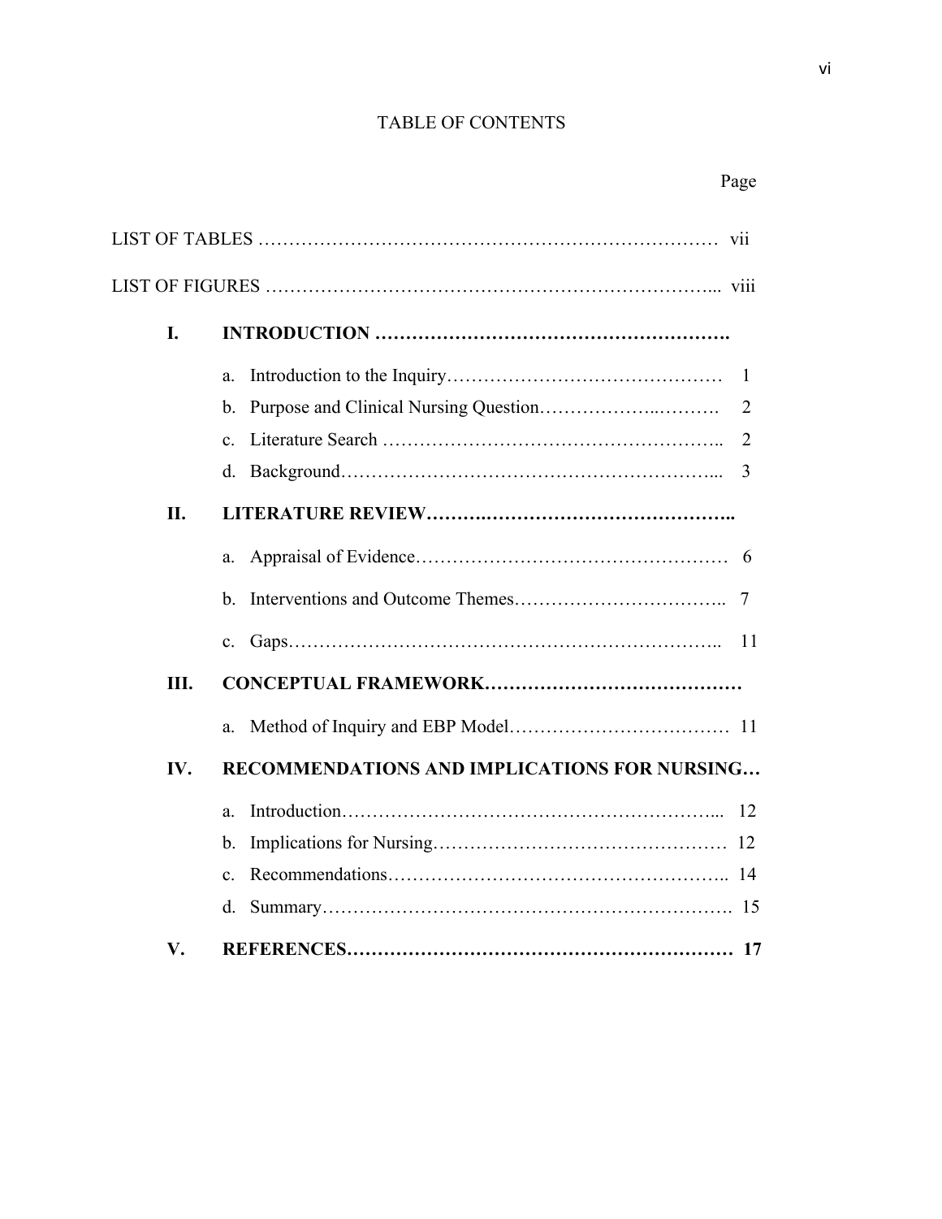# TABLE OF CONTENTS

Page

LIST OF TABLES ………………………………………………………………… vii

LIST OF FIGURES ……………………………………………………………... viii

**I. INTRODUCTION ……………………………………………….**

a. Introduction to the Inquiry……………………………………… 1
b. Purpose and Clinical Nursing Question……………..………. 2
c. Literature Search …………………………………………….. 2
d. Background…………………………………………………... 3

**II. LITERATURE REVIEW……….………………………………..**

a. Appraisal of Evidence…………………………………………… 6
b. Interventions and Outcome Themes…………………………….. 7
c. Gaps…………………………………………………………….. 11

**III. CONCEPTUAL FRAMEWORK……………………………………**

a. Method of Inquiry and EBP Model……………………………… 11

**IV. RECOMMENDATIONS AND IMPLICATIONS FOR NURSING…**

a. Introduction…………………………………………………... 12
b. Implications for Nursing……………………………………… 12
c. Recommendations…………………………………………….. 14
d. Summary……………………………………………………….. 15

**V. REFERENCES……………………………………………………… 17**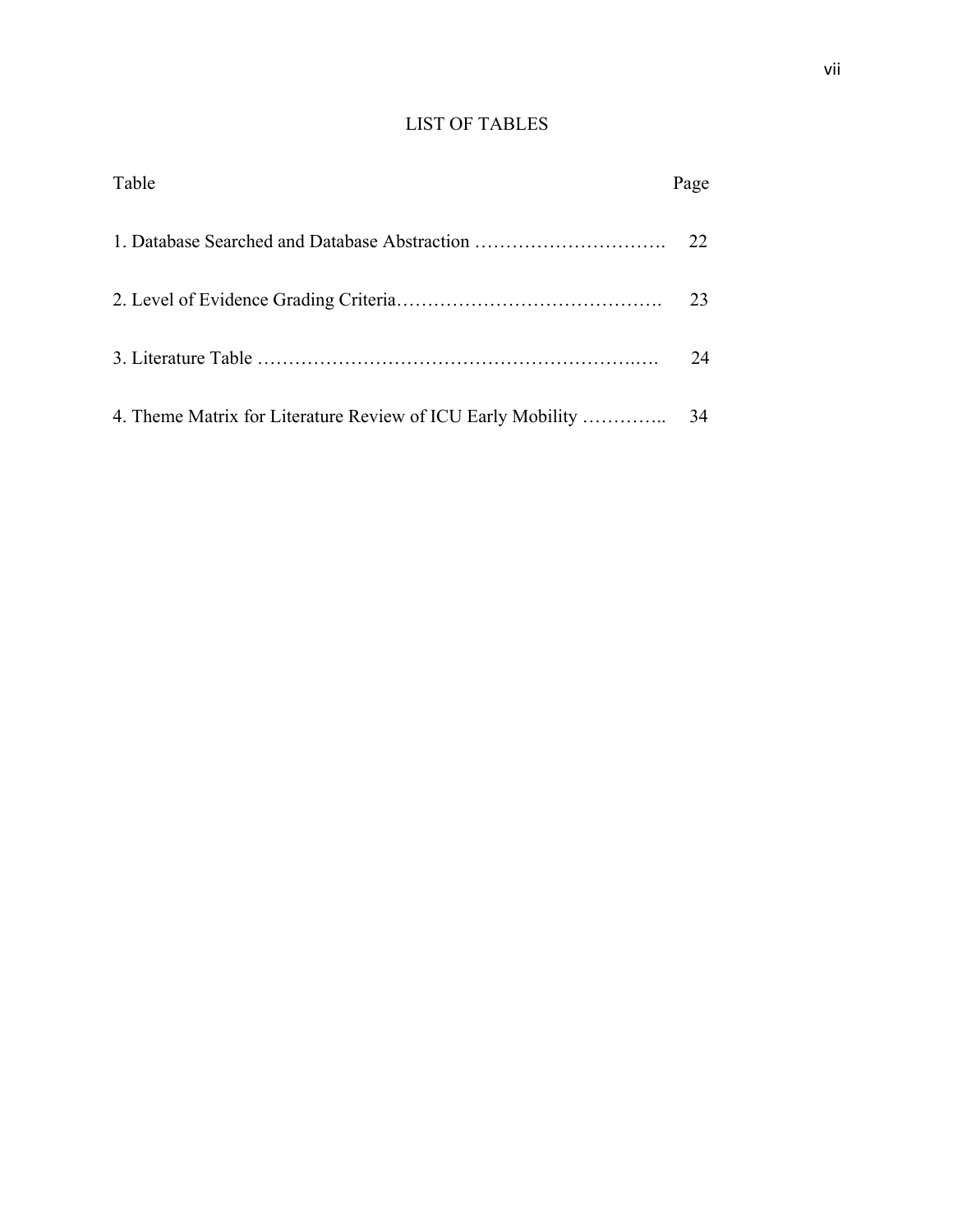# LIST OF TABLES

| Table | Page |
|---|---|
| 1. Database Searched and Database Abstraction | 22 |
| 2. Level of Evidence Grading Criteria | 23 |
| 3. Literature Table | 24 |
| 4. Theme Matrix for Literature Review of ICU Early Mobility | 34 |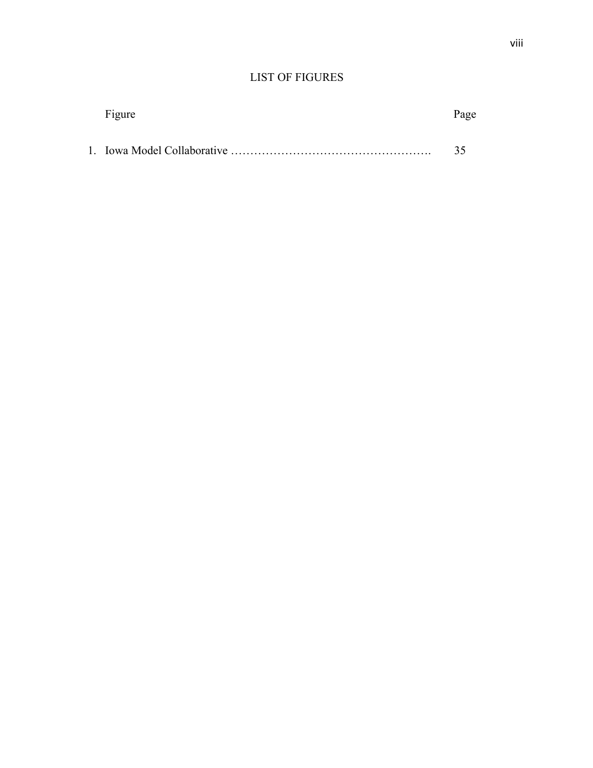# LIST OF FIGURES

| Figure | Page |
| --- | --- |
| 1. Iowa Model Collaborative ………………………………………………. | 35 |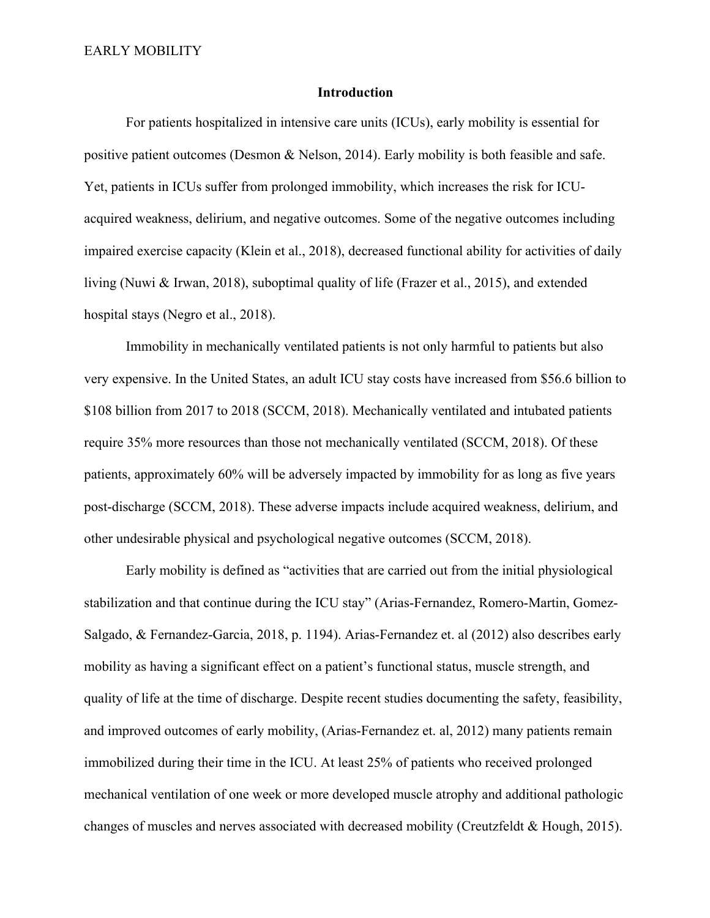## Introduction

For patients hospitalized in intensive care units (ICUs), early mobility is essential for positive patient outcomes (Desmon & Nelson, 2014). Early mobility is both feasible and safe. Yet, patients in ICUs suffer from prolonged immobility, which increases the risk for ICU-acquired weakness, delirium, and negative outcomes. Some of the negative outcomes including impaired exercise capacity (Klein et al., 2018), decreased functional ability for activities of daily living (Nuwi & Irwan, 2018), suboptimal quality of life (Frazer et al., 2015), and extended hospital stays (Negro et al., 2018).

Immobility in mechanically ventilated patients is not only harmful to patients but also very expensive. In the United States, an adult ICU stay costs have increased from $56.6 billion to $108 billion from 2017 to 2018 (SCCM, 2018). Mechanically ventilated and intubated patients require 35% more resources than those not mechanically ventilated (SCCM, 2018). Of these patients, approximately 60% will be adversely impacted by immobility for as long as five years post-discharge (SCCM, 2018). These adverse impacts include acquired weakness, delirium, and other undesirable physical and psychological negative outcomes (SCCM, 2018).

Early mobility is defined as "activities that are carried out from the initial physiological stabilization and that continue during the ICU stay" (Arias-Fernandez, Romero-Martin, Gomez-Salgado, & Fernandez-Garcia, 2018, p. 1194). Arias-Fernandez et. al (2012) also describes early mobility as having a significant effect on a patient's functional status, muscle strength, and quality of life at the time of discharge. Despite recent studies documenting the safety, feasibility, and improved outcomes of early mobility, (Arias-Fernandez et. al, 2012) many patients remain immobilized during their time in the ICU. At least 25% of patients who received prolonged mechanical ventilation of one week or more developed muscle atrophy and additional pathologic changes of muscles and nerves associated with decreased mobility (Creutzfeldt & Hough, 2015).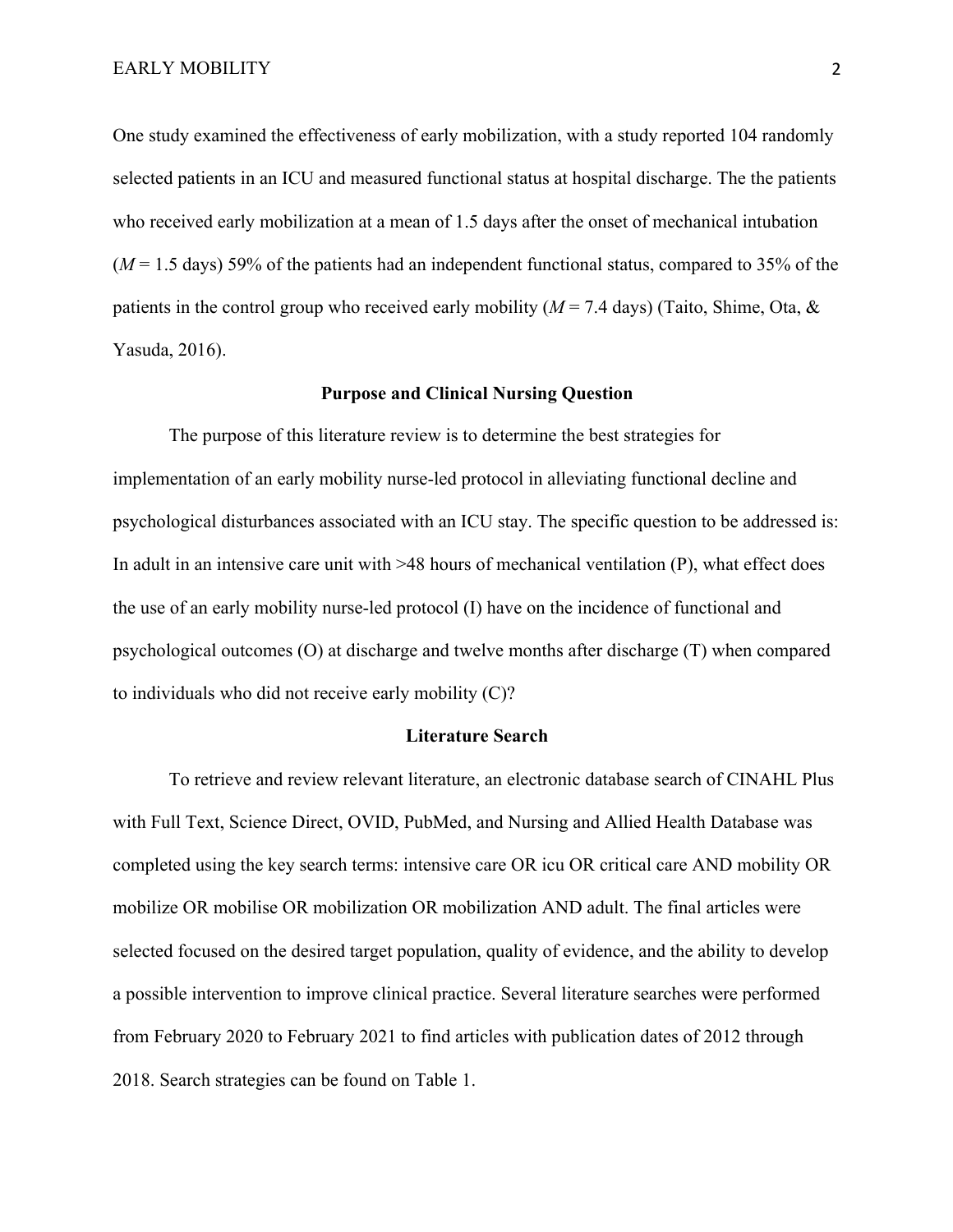One study examined the effectiveness of early mobilization, with a study reported 104 randomly selected patients in an ICU and measured functional status at hospital discharge. The the patients who received early mobilization at a mean of 1.5 days after the onset of mechanical intubation (*M* = 1.5 days) 59% of the patients had an independent functional status, compared to 35% of the patients in the control group who received early mobility (*M* = 7.4 days) (Taito, Shime, Ota, & Yasuda, 2016).

## Purpose and Clinical Nursing Question

The purpose of this literature review is to determine the best strategies for implementation of an early mobility nurse-led protocol in alleviating functional decline and psychological disturbances associated with an ICU stay. The specific question to be addressed is: In adult in an intensive care unit with >48 hours of mechanical ventilation (P), what effect does the use of an early mobility nurse-led protocol (I) have on the incidence of functional and psychological outcomes (O) at discharge and twelve months after discharge (T) when compared to individuals who did not receive early mobility (C)?

## Literature Search

To retrieve and review relevant literature, an electronic database search of CINAHL Plus with Full Text, Science Direct, OVID, PubMed, and Nursing and Allied Health Database was completed using the key search terms: intensive care OR icu OR critical care AND mobility OR mobilize OR mobilise OR mobilization OR mobilization AND adult. The final articles were selected focused on the desired target population, quality of evidence, and the ability to develop a possible intervention to improve clinical practice. Several literature searches were performed from February 2020 to February 2021 to find articles with publication dates of 2012 through 2018. Search strategies can be found on Table 1.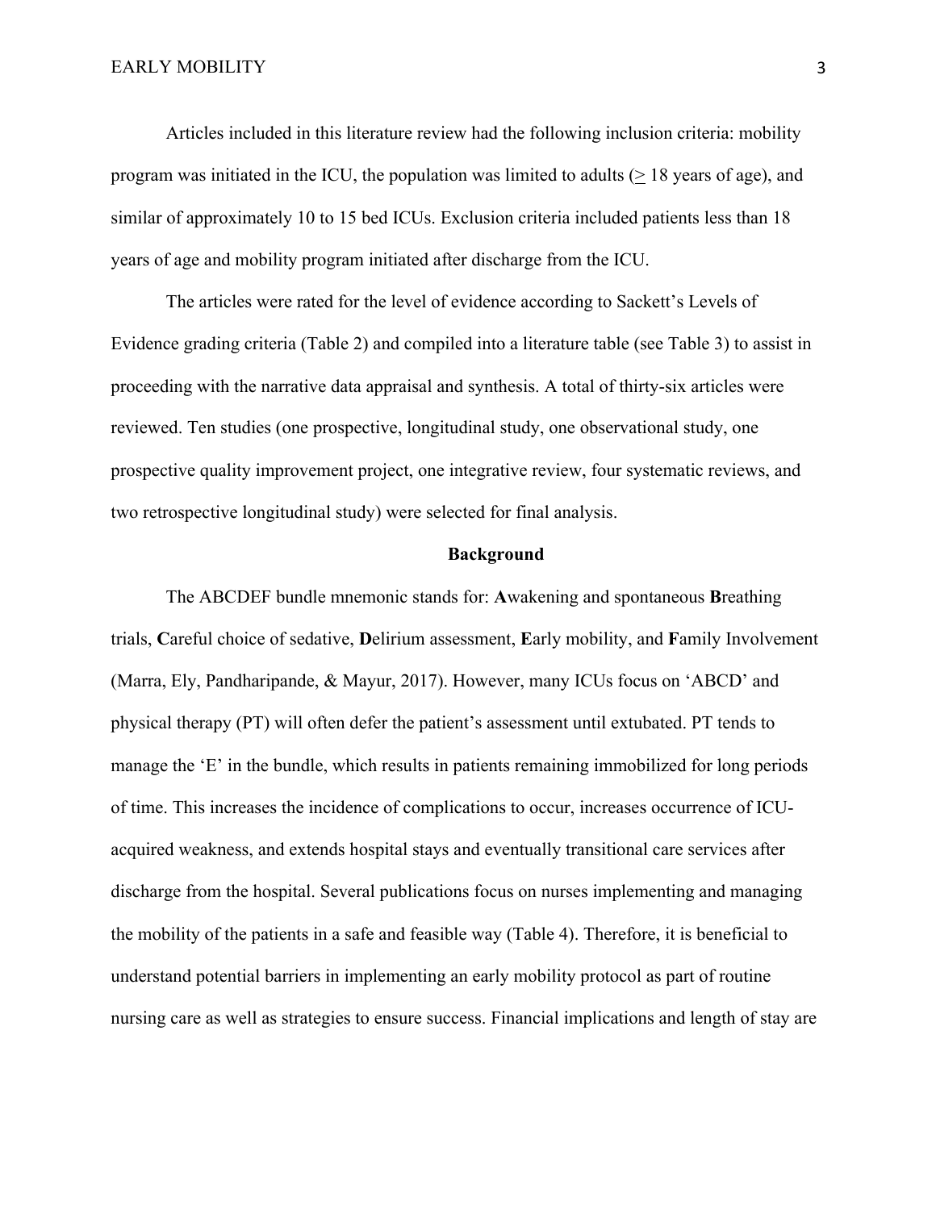Articles included in this literature review had the following inclusion criteria: mobility program was initiated in the ICU, the population was limited to adults (≥ 18 years of age), and similar of approximately 10 to 15 bed ICUs. Exclusion criteria included patients less than 18 years of age and mobility program initiated after discharge from the ICU.

The articles were rated for the level of evidence according to Sackett's Levels of Evidence grading criteria (Table 2) and compiled into a literature table (see Table 3) to assist in proceeding with the narrative data appraisal and synthesis. A total of thirty-six articles were reviewed. Ten studies (one prospective, longitudinal study, one observational study, one prospective quality improvement project, one integrative review, four systematic reviews, and two retrospective longitudinal study) were selected for final analysis.

## Background

The ABCDEF bundle mnemonic stands for: **A**wakening and spontaneous **B**reathing trials, **C**areful choice of sedative, **D**elirium assessment, **E**arly mobility, and **F**amily Involvement (Marra, Ely, Pandharipande, & Mayur, 2017). However, many ICUs focus on 'ABCD' and physical therapy (PT) will often defer the patient's assessment until extubated. PT tends to manage the 'E' in the bundle, which results in patients remaining immobilized for long periods of time. This increases the incidence of complications to occur, increases occurrence of ICU-acquired weakness, and extends hospital stays and eventually transitional care services after discharge from the hospital. Several publications focus on nurses implementing and managing the mobility of the patients in a safe and feasible way (Table 4). Therefore, it is beneficial to understand potential barriers in implementing an early mobility protocol as part of routine nursing care as well as strategies to ensure success. Financial implications and length of stay are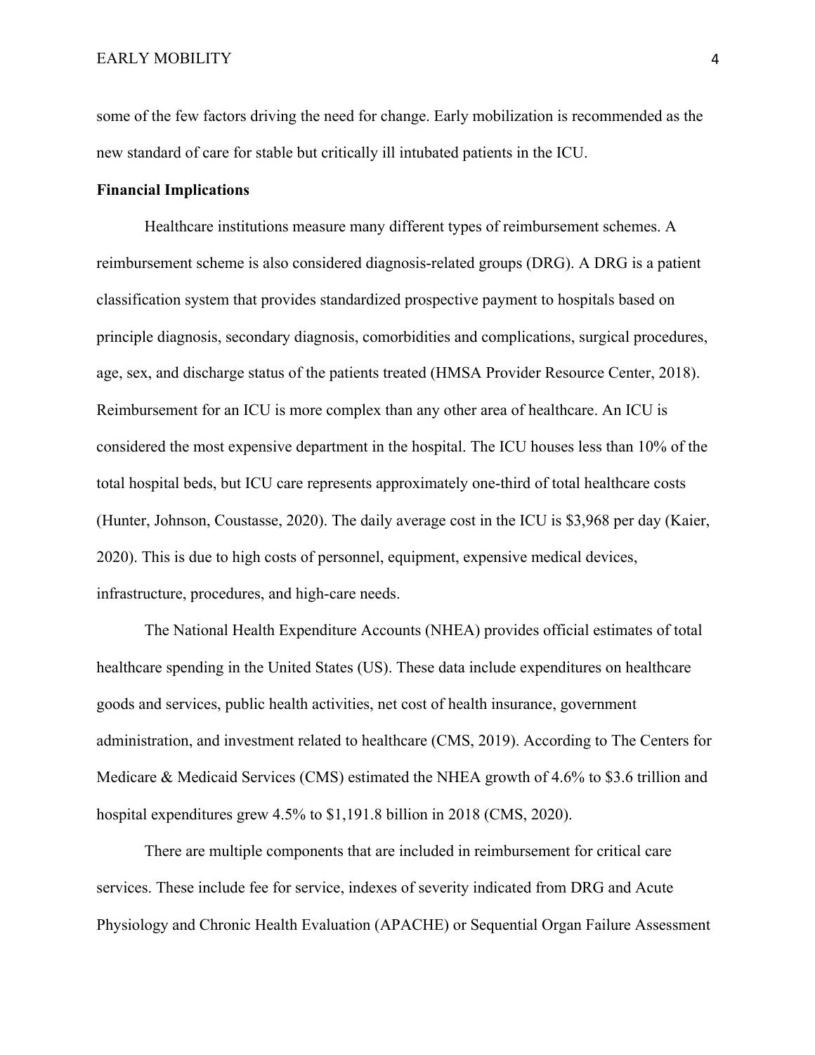some of the few factors driving the need for change. Early mobilization is recommended as the new standard of care for stable but critically ill intubated patients in the ICU.

**Financial Implications**

Healthcare institutions measure many different types of reimbursement schemes. A reimbursement scheme is also considered diagnosis-related groups (DRG). A DRG is a patient classification system that provides standardized prospective payment to hospitals based on principle diagnosis, secondary diagnosis, comorbidities and complications, surgical procedures, age, sex, and discharge status of the patients treated (HMSA Provider Resource Center, 2018). Reimbursement for an ICU is more complex than any other area of healthcare. An ICU is considered the most expensive department in the hospital. The ICU houses less than 10% of the total hospital beds, but ICU care represents approximately one-third of total healthcare costs (Hunter, Johnson, Coustasse, 2020). The daily average cost in the ICU is $3,968 per day (Kaier, 2020). This is due to high costs of personnel, equipment, expensive medical devices, infrastructure, procedures, and high-care needs.

The National Health Expenditure Accounts (NHEA) provides official estimates of total healthcare spending in the United States (US). These data include expenditures on healthcare goods and services, public health activities, net cost of health insurance, government administration, and investment related to healthcare (CMS, 2019). According to The Centers for Medicare & Medicaid Services (CMS) estimated the NHEA growth of 4.6% to $3.6 trillion and hospital expenditures grew 4.5% to $1,191.8 billion in 2018 (CMS, 2020).

There are multiple components that are included in reimbursement for critical care services. These include fee for service, indexes of severity indicated from DRG and Acute Physiology and Chronic Health Evaluation (APACHE) or Sequential Organ Failure Assessment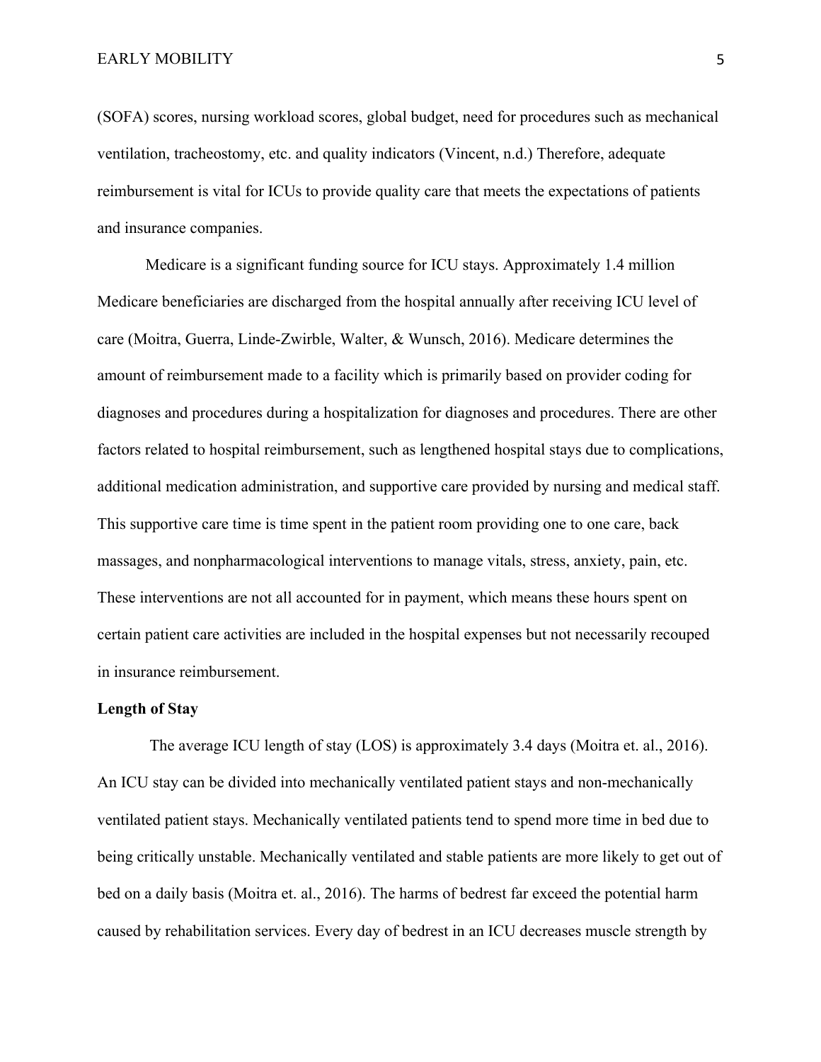(SOFA) scores, nursing workload scores, global budget, need for procedures such as mechanical ventilation, tracheostomy, etc. and quality indicators (Vincent, n.d.) Therefore, adequate reimbursement is vital for ICUs to provide quality care that meets the expectations of patients and insurance companies.

Medicare is a significant funding source for ICU stays. Approximately 1.4 million Medicare beneficiaries are discharged from the hospital annually after receiving ICU level of care (Moitra, Guerra, Linde-Zwirble, Walter, & Wunsch, 2016). Medicare determines the amount of reimbursement made to a facility which is primarily based on provider coding for diagnoses and procedures during a hospitalization for diagnoses and procedures. There are other factors related to hospital reimbursement, such as lengthened hospital stays due to complications, additional medication administration, and supportive care provided by nursing and medical staff. This supportive care time is time spent in the patient room providing one to one care, back massages, and nonpharmacological interventions to manage vitals, stress, anxiety, pain, etc. These interventions are not all accounted for in payment, which means these hours spent on certain patient care activities are included in the hospital expenses but not necessarily recouped in insurance reimbursement.

**Length of Stay**

The average ICU length of stay (LOS) is approximately 3.4 days (Moitra et. al., 2016). An ICU stay can be divided into mechanically ventilated patient stays and non-mechanically ventilated patient stays. Mechanically ventilated patients tend to spend more time in bed due to being critically unstable. Mechanically ventilated and stable patients are more likely to get out of bed on a daily basis (Moitra et. al., 2016). The harms of bedrest far exceed the potential harm caused by rehabilitation services. Every day of bedrest in an ICU decreases muscle strength by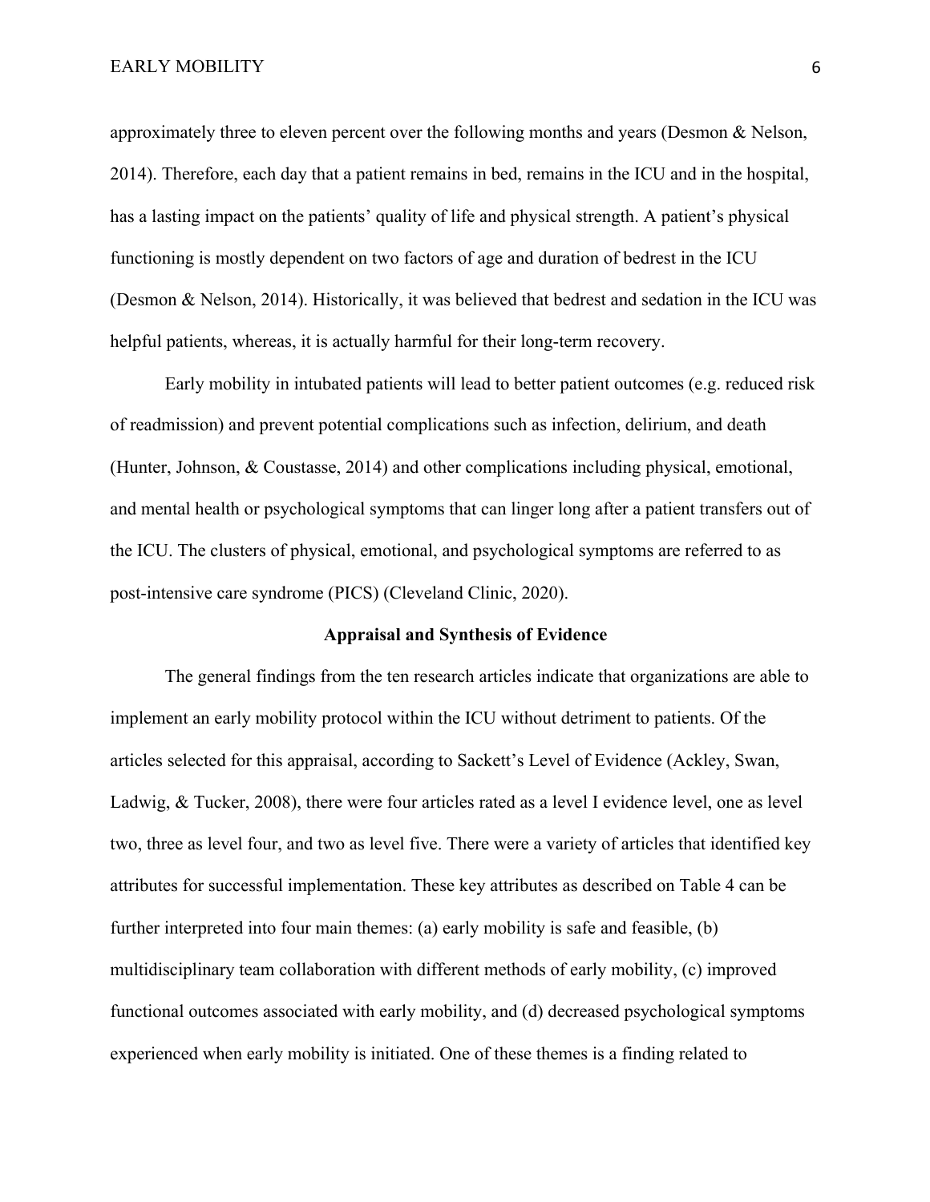approximately three to eleven percent over the following months and years (Desmon & Nelson, 2014). Therefore, each day that a patient remains in bed, remains in the ICU and in the hospital, has a lasting impact on the patients' quality of life and physical strength. A patient's physical functioning is mostly dependent on two factors of age and duration of bedrest in the ICU (Desmon & Nelson, 2014). Historically, it was believed that bedrest and sedation in the ICU was helpful patients, whereas, it is actually harmful for their long-term recovery.

Early mobility in intubated patients will lead to better patient outcomes (e.g. reduced risk of readmission) and prevent potential complications such as infection, delirium, and death (Hunter, Johnson, & Coustasse, 2014) and other complications including physical, emotional, and mental health or psychological symptoms that can linger long after a patient transfers out of the ICU. The clusters of physical, emotional, and psychological symptoms are referred to as post-intensive care syndrome (PICS) (Cleveland Clinic, 2020).

## Appraisal and Synthesis of Evidence

The general findings from the ten research articles indicate that organizations are able to implement an early mobility protocol within the ICU without detriment to patients. Of the articles selected for this appraisal, according to Sackett's Level of Evidence (Ackley, Swan, Ladwig, & Tucker, 2008), there were four articles rated as a level I evidence level, one as level two, three as level four, and two as level five. There were a variety of articles that identified key attributes for successful implementation. These key attributes as described on Table 4 can be further interpreted into four main themes: (a) early mobility is safe and feasible, (b) multidisciplinary team collaboration with different methods of early mobility, (c) improved functional outcomes associated with early mobility, and (d) decreased psychological symptoms experienced when early mobility is initiated. One of these themes is a finding related to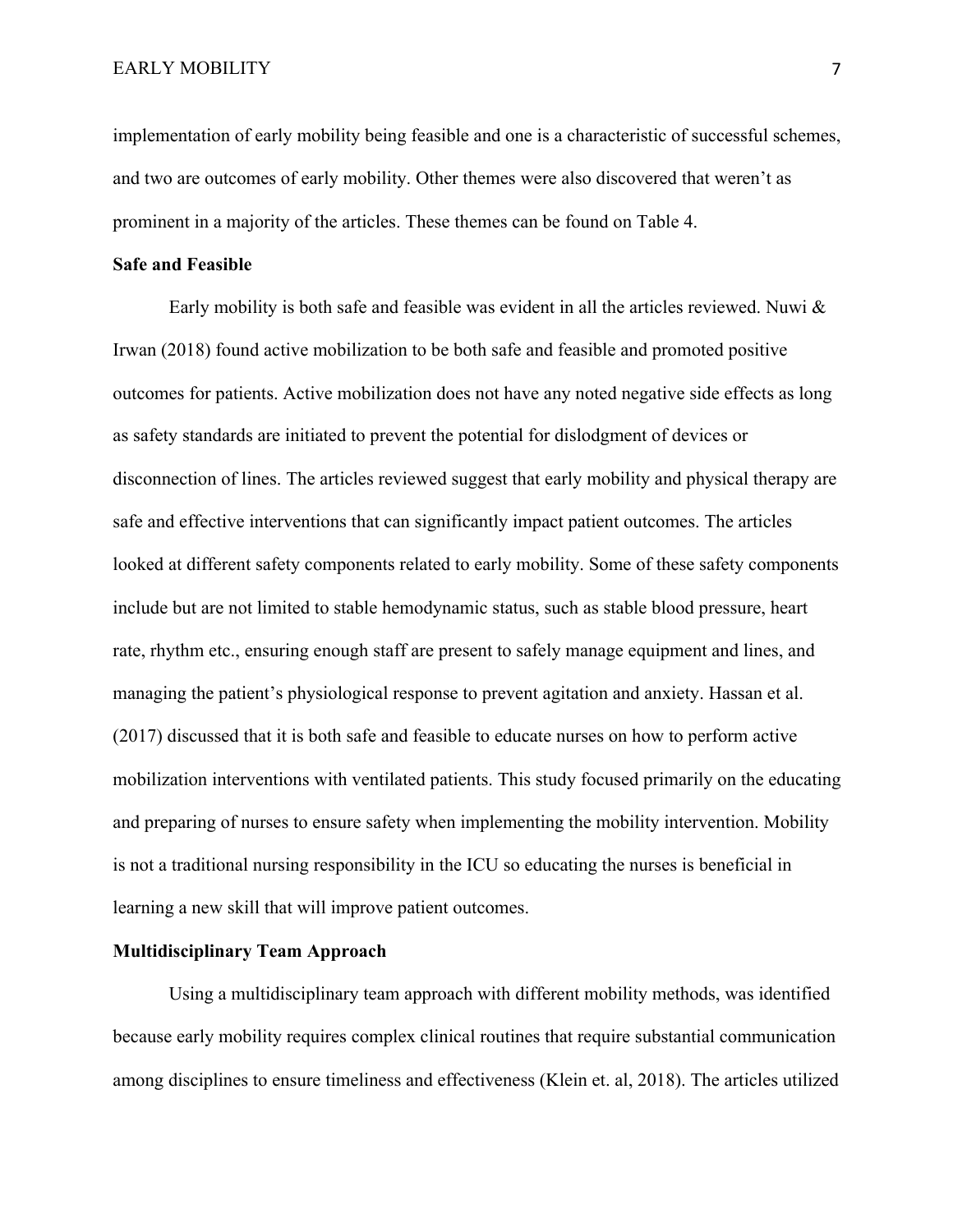implementation of early mobility being feasible and one is a characteristic of successful schemes, and two are outcomes of early mobility. Other themes were also discovered that weren't as prominent in a majority of the articles. These themes can be found on Table 4.

**Safe and Feasible**

Early mobility is both safe and feasible was evident in all the articles reviewed. Nuwi & Irwan (2018) found active mobilization to be both safe and feasible and promoted positive outcomes for patients. Active mobilization does not have any noted negative side effects as long as safety standards are initiated to prevent the potential for dislodgment of devices or disconnection of lines. The articles reviewed suggest that early mobility and physical therapy are safe and effective interventions that can significantly impact patient outcomes. The articles looked at different safety components related to early mobility. Some of these safety components include but are not limited to stable hemodynamic status, such as stable blood pressure, heart rate, rhythm etc., ensuring enough staff are present to safely manage equipment and lines, and managing the patient's physiological response to prevent agitation and anxiety. Hassan et al. (2017) discussed that it is both safe and feasible to educate nurses on how to perform active mobilization interventions with ventilated patients. This study focused primarily on the educating and preparing of nurses to ensure safety when implementing the mobility intervention. Mobility is not a traditional nursing responsibility in the ICU so educating the nurses is beneficial in learning a new skill that will improve patient outcomes.

**Multidisciplinary Team Approach**

Using a multidisciplinary team approach with different mobility methods, was identified because early mobility requires complex clinical routines that require substantial communication among disciplines to ensure timeliness and effectiveness (Klein et. al, 2018). The articles utilized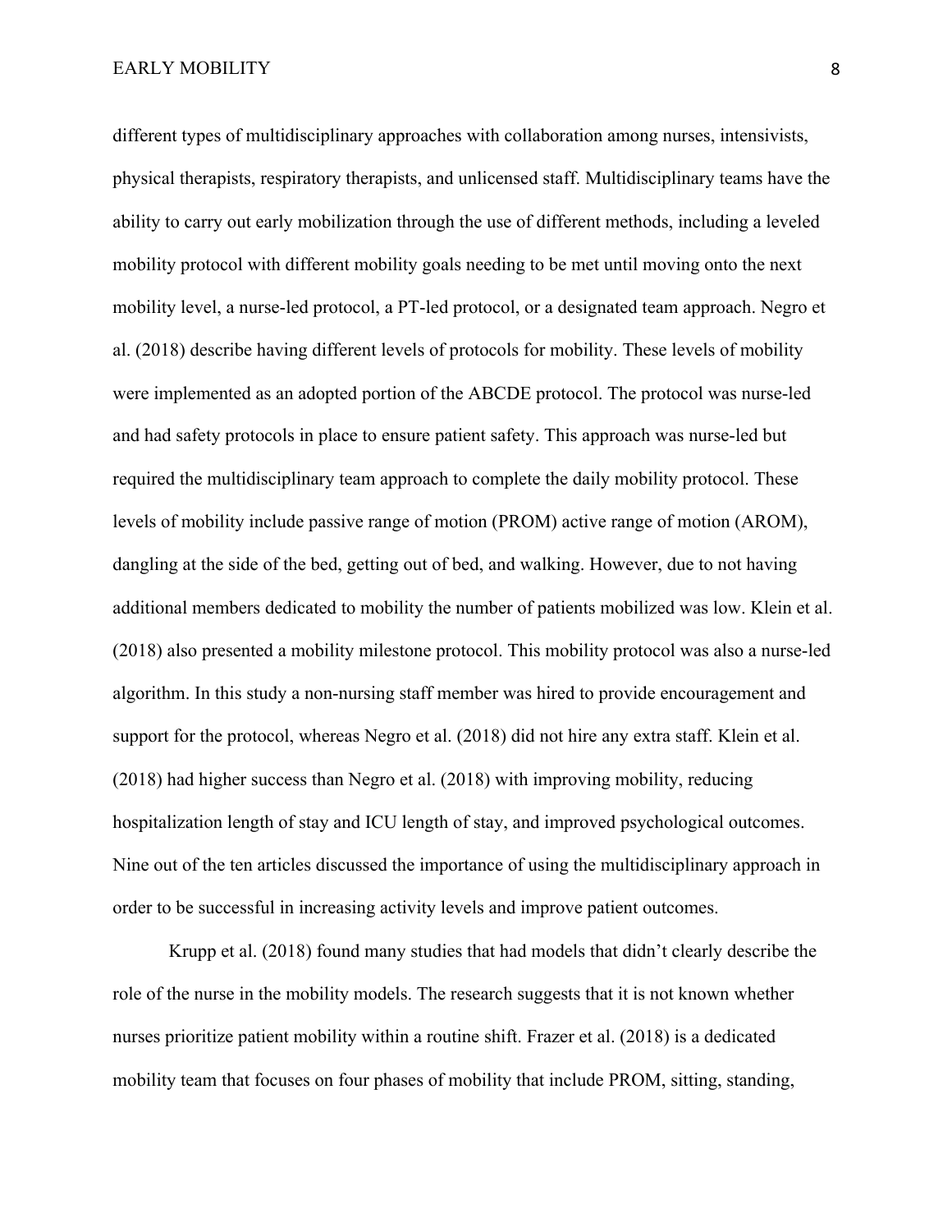different types of multidisciplinary approaches with collaboration among nurses, intensivists, physical therapists, respiratory therapists, and unlicensed staff. Multidisciplinary teams have the ability to carry out early mobilization through the use of different methods, including a leveled mobility protocol with different mobility goals needing to be met until moving onto the next mobility level, a nurse-led protocol, a PT-led protocol, or a designated team approach. Negro et al. (2018) describe having different levels of protocols for mobility. These levels of mobility were implemented as an adopted portion of the ABCDE protocol. The protocol was nurse-led and had safety protocols in place to ensure patient safety. This approach was nurse-led but required the multidisciplinary team approach to complete the daily mobility protocol. These levels of mobility include passive range of motion (PROM) active range of motion (AROM), dangling at the side of the bed, getting out of bed, and walking. However, due to not having additional members dedicated to mobility the number of patients mobilized was low. Klein et al. (2018) also presented a mobility milestone protocol. This mobility protocol was also a nurse-led algorithm. In this study a non-nursing staff member was hired to provide encouragement and support for the protocol, whereas Negro et al. (2018) did not hire any extra staff. Klein et al. (2018) had higher success than Negro et al. (2018) with improving mobility, reducing hospitalization length of stay and ICU length of stay, and improved psychological outcomes. Nine out of the ten articles discussed the importance of using the multidisciplinary approach in order to be successful in increasing activity levels and improve patient outcomes.

Krupp et al. (2018) found many studies that had models that didn't clearly describe the role of the nurse in the mobility models. The research suggests that it is not known whether nurses prioritize patient mobility within a routine shift. Frazer et al. (2018) is a dedicated mobility team that focuses on four phases of mobility that include PROM, sitting, standing,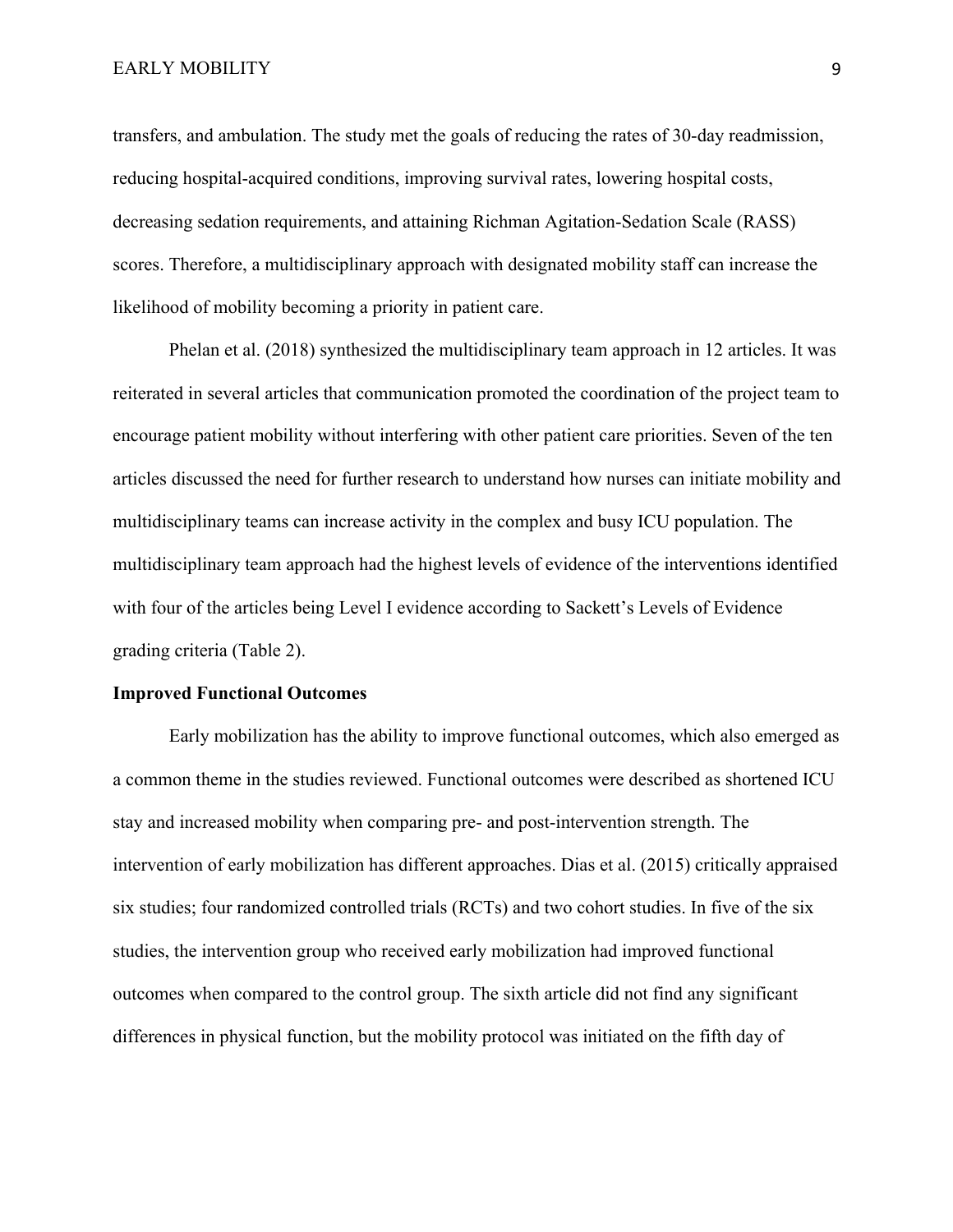transfers, and ambulation. The study met the goals of reducing the rates of 30-day readmission, reducing hospital-acquired conditions, improving survival rates, lowering hospital costs, decreasing sedation requirements, and attaining Richman Agitation-Sedation Scale (RASS) scores. Therefore, a multidisciplinary approach with designated mobility staff can increase the likelihood of mobility becoming a priority in patient care.

Phelan et al. (2018) synthesized the multidisciplinary team approach in 12 articles. It was reiterated in several articles that communication promoted the coordination of the project team to encourage patient mobility without interfering with other patient care priorities. Seven of the ten articles discussed the need for further research to understand how nurses can initiate mobility and multidisciplinary teams can increase activity in the complex and busy ICU population. The multidisciplinary team approach had the highest levels of evidence of the interventions identified with four of the articles being Level I evidence according to Sackett's Levels of Evidence grading criteria (Table 2).

**Improved Functional Outcomes**

Early mobilization has the ability to improve functional outcomes, which also emerged as a common theme in the studies reviewed. Functional outcomes were described as shortened ICU stay and increased mobility when comparing pre- and post-intervention strength. The intervention of early mobilization has different approaches. Dias et al. (2015) critically appraised six studies; four randomized controlled trials (RCTs) and two cohort studies. In five of the six studies, the intervention group who received early mobilization had improved functional outcomes when compared to the control group. The sixth article did not find any significant differences in physical function, but the mobility protocol was initiated on the fifth day of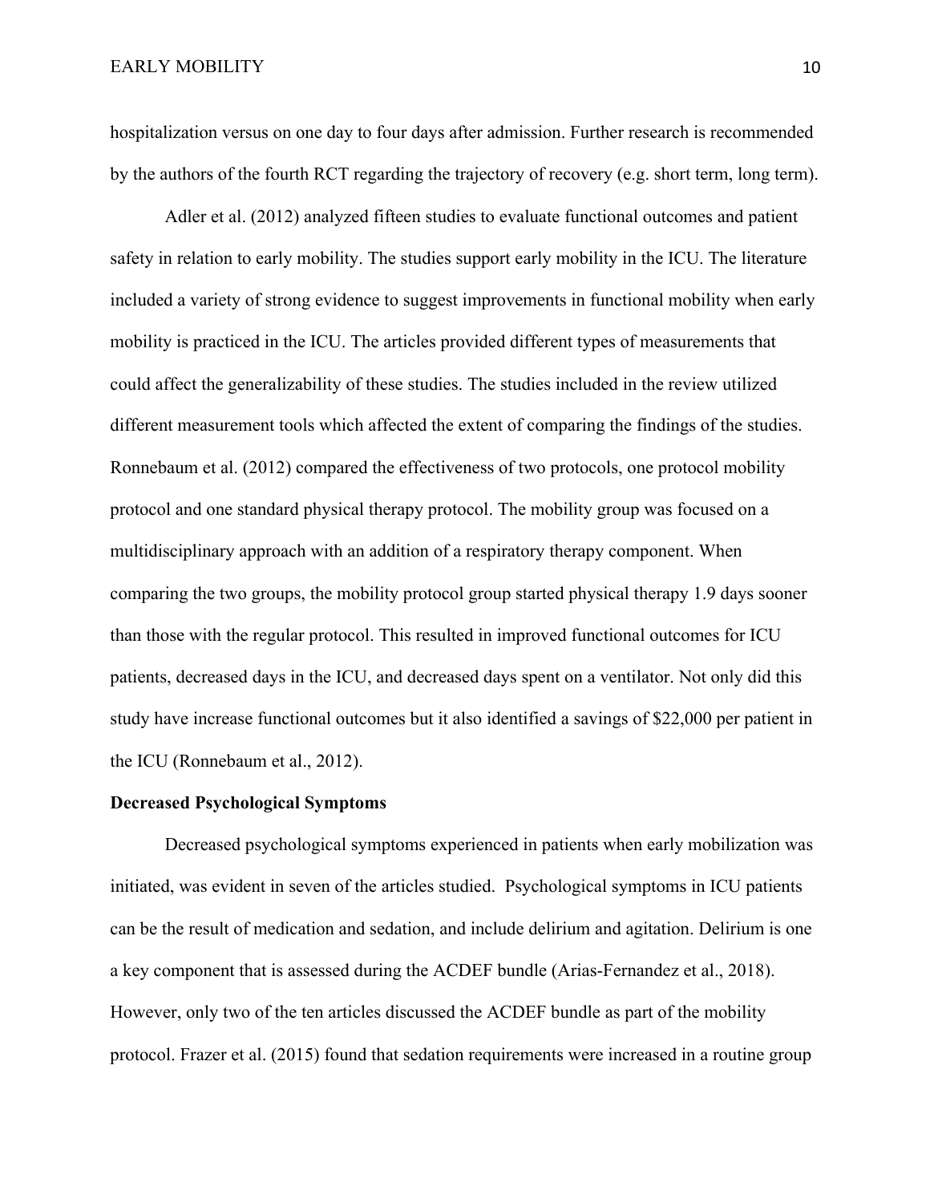hospitalization versus on one day to four days after admission. Further research is recommended by the authors of the fourth RCT regarding the trajectory of recovery (e.g. short term, long term).

Adler et al. (2012) analyzed fifteen studies to evaluate functional outcomes and patient safety in relation to early mobility. The studies support early mobility in the ICU. The literature included a variety of strong evidence to suggest improvements in functional mobility when early mobility is practiced in the ICU. The articles provided different types of measurements that could affect the generalizability of these studies. The studies included in the review utilized different measurement tools which affected the extent of comparing the findings of the studies. Ronnebaum et al. (2012) compared the effectiveness of two protocols, one protocol mobility protocol and one standard physical therapy protocol. The mobility group was focused on a multidisciplinary approach with an addition of a respiratory therapy component. When comparing the two groups, the mobility protocol group started physical therapy 1.9 days sooner than those with the regular protocol. This resulted in improved functional outcomes for ICU patients, decreased days in the ICU, and decreased days spent on a ventilator. Not only did this study have increase functional outcomes but it also identified a savings of $22,000 per patient in the ICU (Ronnebaum et al., 2012).

**Decreased Psychological Symptoms**

Decreased psychological symptoms experienced in patients when early mobilization was initiated, was evident in seven of the articles studied. Psychological symptoms in ICU patients can be the result of medication and sedation, and include delirium and agitation. Delirium is one a key component that is assessed during the ACDEF bundle (Arias-Fernandez et al., 2018). However, only two of the ten articles discussed the ACDEF bundle as part of the mobility protocol. Frazer et al. (2015) found that sedation requirements were increased in a routine group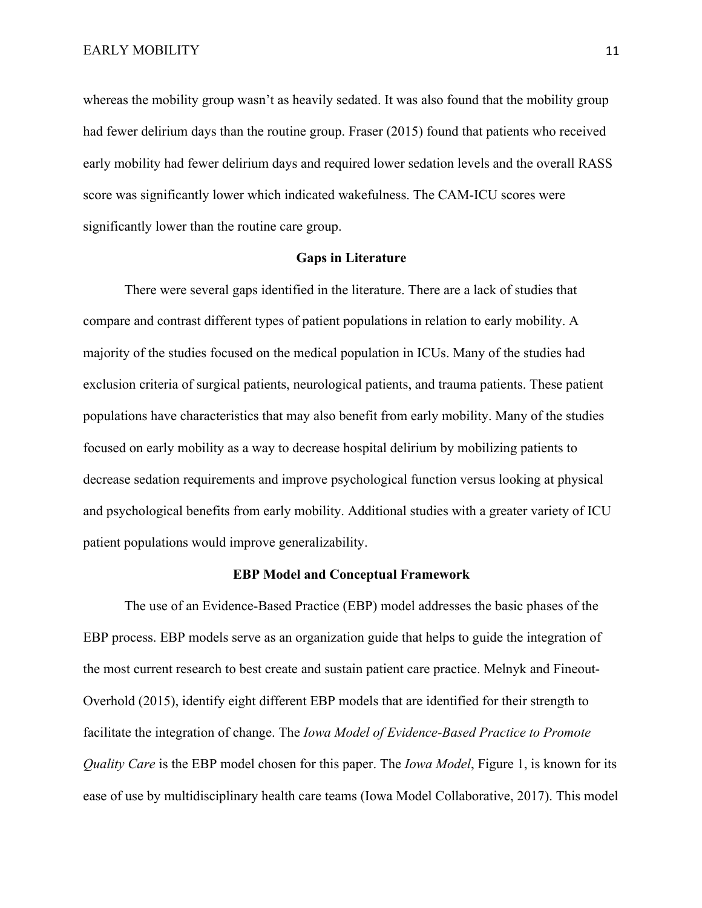whereas the mobility group wasn't as heavily sedated. It was also found that the mobility group had fewer delirium days than the routine group. Fraser (2015) found that patients who received early mobility had fewer delirium days and required lower sedation levels and the overall RASS score was significantly lower which indicated wakefulness. The CAM-ICU scores were significantly lower than the routine care group.

## Gaps in Literature

There were several gaps identified in the literature. There are a lack of studies that compare and contrast different types of patient populations in relation to early mobility. A majority of the studies focused on the medical population in ICUs. Many of the studies had exclusion criteria of surgical patients, neurological patients, and trauma patients. These patient populations have characteristics that may also benefit from early mobility. Many of the studies focused on early mobility as a way to decrease hospital delirium by mobilizing patients to decrease sedation requirements and improve psychological function versus looking at physical and psychological benefits from early mobility. Additional studies with a greater variety of ICU patient populations would improve generalizability.

## EBP Model and Conceptual Framework

The use of an Evidence-Based Practice (EBP) model addresses the basic phases of the EBP process. EBP models serve as an organization guide that helps to guide the integration of the most current research to best create and sustain patient care practice. Melnyk and Fineout-Overhold (2015), identify eight different EBP models that are identified for their strength to facilitate the integration of change. The *Iowa Model of Evidence-Based Practice to Promote Quality Care* is the EBP model chosen for this paper. The *Iowa Model*, Figure 1, is known for its ease of use by multidisciplinary health care teams (Iowa Model Collaborative, 2017). This model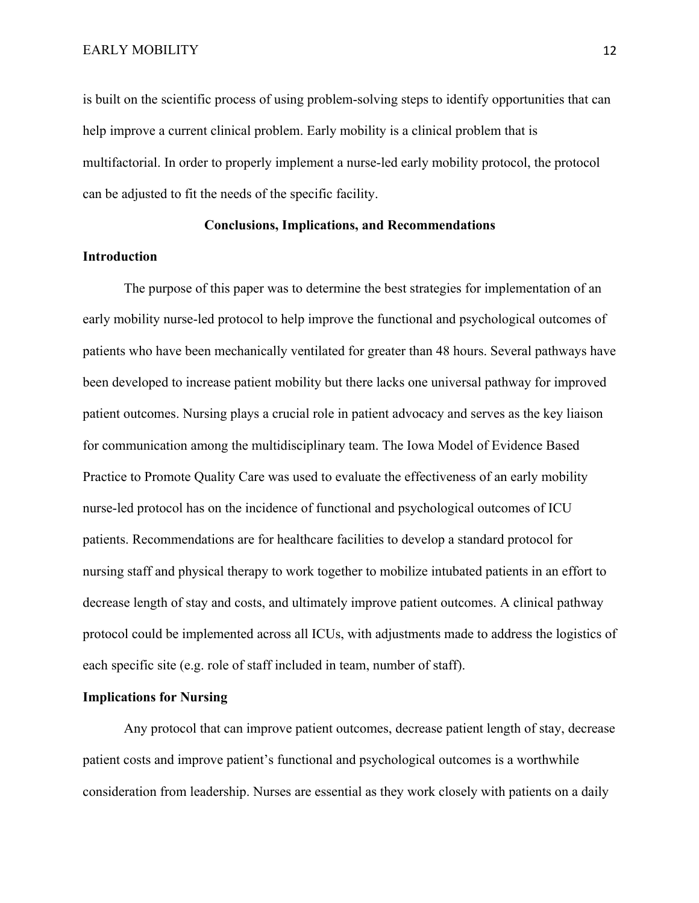is built on the scientific process of using problem-solving steps to identify opportunities that can help improve a current clinical problem. Early mobility is a clinical problem that is multifactorial. In order to properly implement a nurse-led early mobility protocol, the protocol can be adjusted to fit the needs of the specific facility.

## Conclusions, Implications, and Recommendations

### Introduction

The purpose of this paper was to determine the best strategies for implementation of an early mobility nurse-led protocol to help improve the functional and psychological outcomes of patients who have been mechanically ventilated for greater than 48 hours. Several pathways have been developed to increase patient mobility but there lacks one universal pathway for improved patient outcomes. Nursing plays a crucial role in patient advocacy and serves as the key liaison for communication among the multidisciplinary team. The Iowa Model of Evidence Based Practice to Promote Quality Care was used to evaluate the effectiveness of an early mobility nurse-led protocol has on the incidence of functional and psychological outcomes of ICU patients. Recommendations are for healthcare facilities to develop a standard protocol for nursing staff and physical therapy to work together to mobilize intubated patients in an effort to decrease length of stay and costs, and ultimately improve patient outcomes. A clinical pathway protocol could be implemented across all ICUs, with adjustments made to address the logistics of each specific site (e.g. role of staff included in team, number of staff).

### Implications for Nursing

Any protocol that can improve patient outcomes, decrease patient length of stay, decrease patient costs and improve patient's functional and psychological outcomes is a worthwhile consideration from leadership. Nurses are essential as they work closely with patients on a daily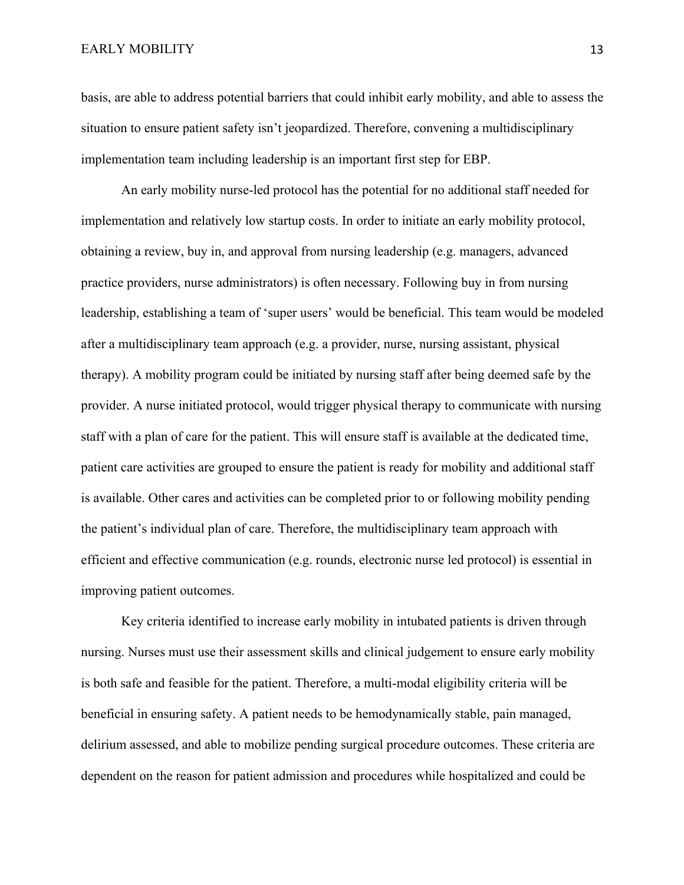basis, are able to address potential barriers that could inhibit early mobility, and able to assess the situation to ensure patient safety isn't jeopardized. Therefore, convening a multidisciplinary implementation team including leadership is an important first step for EBP.

An early mobility nurse-led protocol has the potential for no additional staff needed for implementation and relatively low startup costs. In order to initiate an early mobility protocol, obtaining a review, buy in, and approval from nursing leadership (e.g. managers, advanced practice providers, nurse administrators) is often necessary. Following buy in from nursing leadership, establishing a team of 'super users' would be beneficial. This team would be modeled after a multidisciplinary team approach (e.g. a provider, nurse, nursing assistant, physical therapy). A mobility program could be initiated by nursing staff after being deemed safe by the provider. A nurse initiated protocol, would trigger physical therapy to communicate with nursing staff with a plan of care for the patient. This will ensure staff is available at the dedicated time, patient care activities are grouped to ensure the patient is ready for mobility and additional staff is available. Other cares and activities can be completed prior to or following mobility pending the patient's individual plan of care. Therefore, the multidisciplinary team approach with efficient and effective communication (e.g. rounds, electronic nurse led protocol) is essential in improving patient outcomes.

Key criteria identified to increase early mobility in intubated patients is driven through nursing. Nurses must use their assessment skills and clinical judgement to ensure early mobility is both safe and feasible for the patient. Therefore, a multi-modal eligibility criteria will be beneficial in ensuring safety. A patient needs to be hemodynamically stable, pain managed, delirium assessed, and able to mobilize pending surgical procedure outcomes. These criteria are dependent on the reason for patient admission and procedures while hospitalized and could be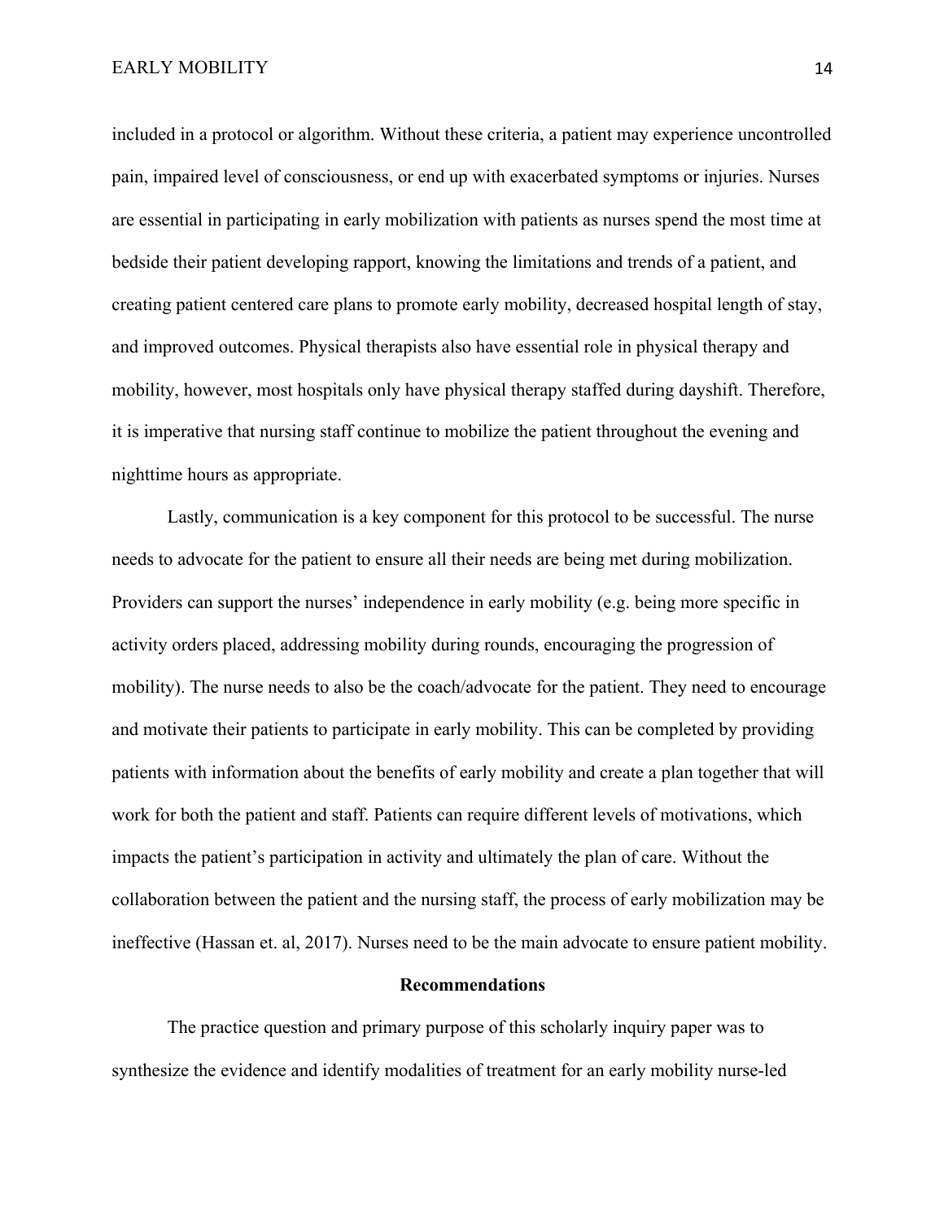included in a protocol or algorithm. Without these criteria, a patient may experience uncontrolled pain, impaired level of consciousness, or end up with exacerbated symptoms or injuries. Nurses are essential in participating in early mobilization with patients as nurses spend the most time at bedside their patient developing rapport, knowing the limitations and trends of a patient, and creating patient centered care plans to promote early mobility, decreased hospital length of stay, and improved outcomes. Physical therapists also have essential role in physical therapy and mobility, however, most hospitals only have physical therapy staffed during dayshift. Therefore, it is imperative that nursing staff continue to mobilize the patient throughout the evening and nighttime hours as appropriate.

Lastly, communication is a key component for this protocol to be successful. The nurse needs to advocate for the patient to ensure all their needs are being met during mobilization. Providers can support the nurses' independence in early mobility (e.g. being more specific in activity orders placed, addressing mobility during rounds, encouraging the progression of mobility). The nurse needs to also be the coach/advocate for the patient. They need to encourage and motivate their patients to participate in early mobility. This can be completed by providing patients with information about the benefits of early mobility and create a plan together that will work for both the patient and staff. Patients can require different levels of motivations, which impacts the patient's participation in activity and ultimately the plan of care. Without the collaboration between the patient and the nursing staff, the process of early mobilization may be ineffective (Hassan et. al, 2017). Nurses need to be the main advocate to ensure patient mobility.

## Recommendations

The practice question and primary purpose of this scholarly inquiry paper was to synthesize the evidence and identify modalities of treatment for an early mobility nurse-led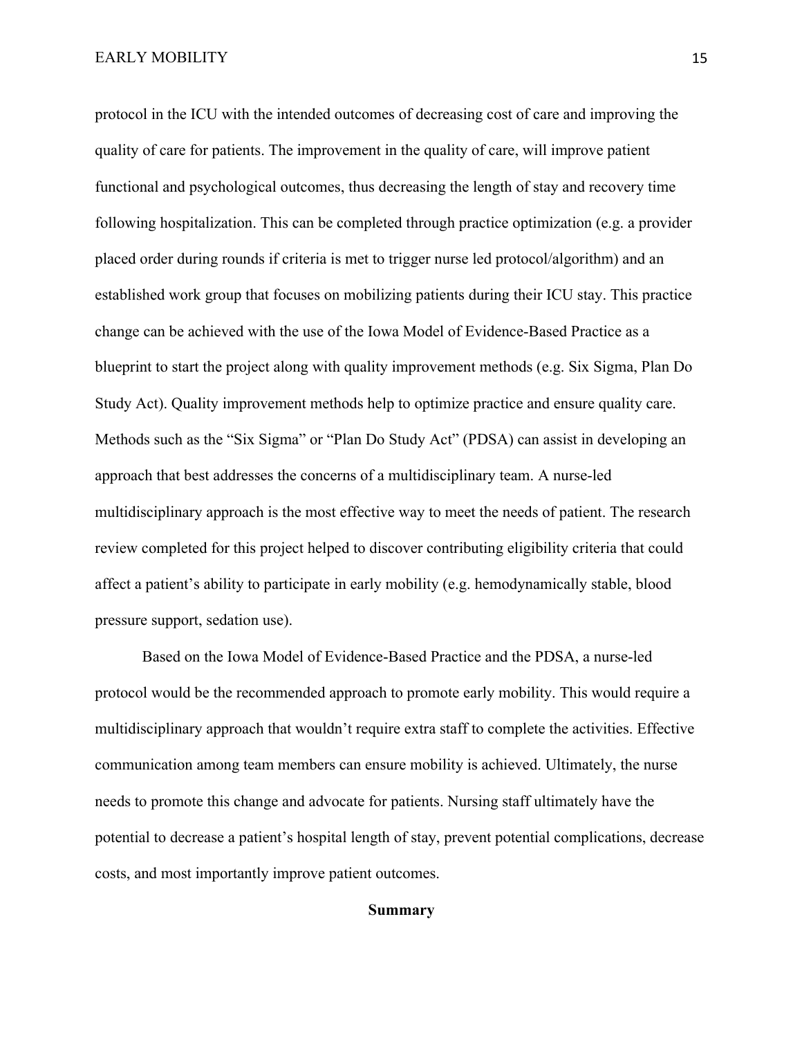protocol in the ICU with the intended outcomes of decreasing cost of care and improving the quality of care for patients. The improvement in the quality of care, will improve patient functional and psychological outcomes, thus decreasing the length of stay and recovery time following hospitalization. This can be completed through practice optimization (e.g. a provider placed order during rounds if criteria is met to trigger nurse led protocol/algorithm) and an established work group that focuses on mobilizing patients during their ICU stay. This practice change can be achieved with the use of the Iowa Model of Evidence-Based Practice as a blueprint to start the project along with quality improvement methods (e.g. Six Sigma, Plan Do Study Act). Quality improvement methods help to optimize practice and ensure quality care. Methods such as the "Six Sigma" or "Plan Do Study Act" (PDSA) can assist in developing an approach that best addresses the concerns of a multidisciplinary team. A nurse-led multidisciplinary approach is the most effective way to meet the needs of patient. The research review completed for this project helped to discover contributing eligibility criteria that could affect a patient's ability to participate in early mobility (e.g. hemodynamically stable, blood pressure support, sedation use).

Based on the Iowa Model of Evidence-Based Practice and the PDSA, a nurse-led protocol would be the recommended approach to promote early mobility. This would require a multidisciplinary approach that wouldn't require extra staff to complete the activities. Effective communication among team members can ensure mobility is achieved. Ultimately, the nurse needs to promote this change and advocate for patients. Nursing staff ultimately have the potential to decrease a patient's hospital length of stay, prevent potential complications, decrease costs, and most importantly improve patient outcomes.

## Summary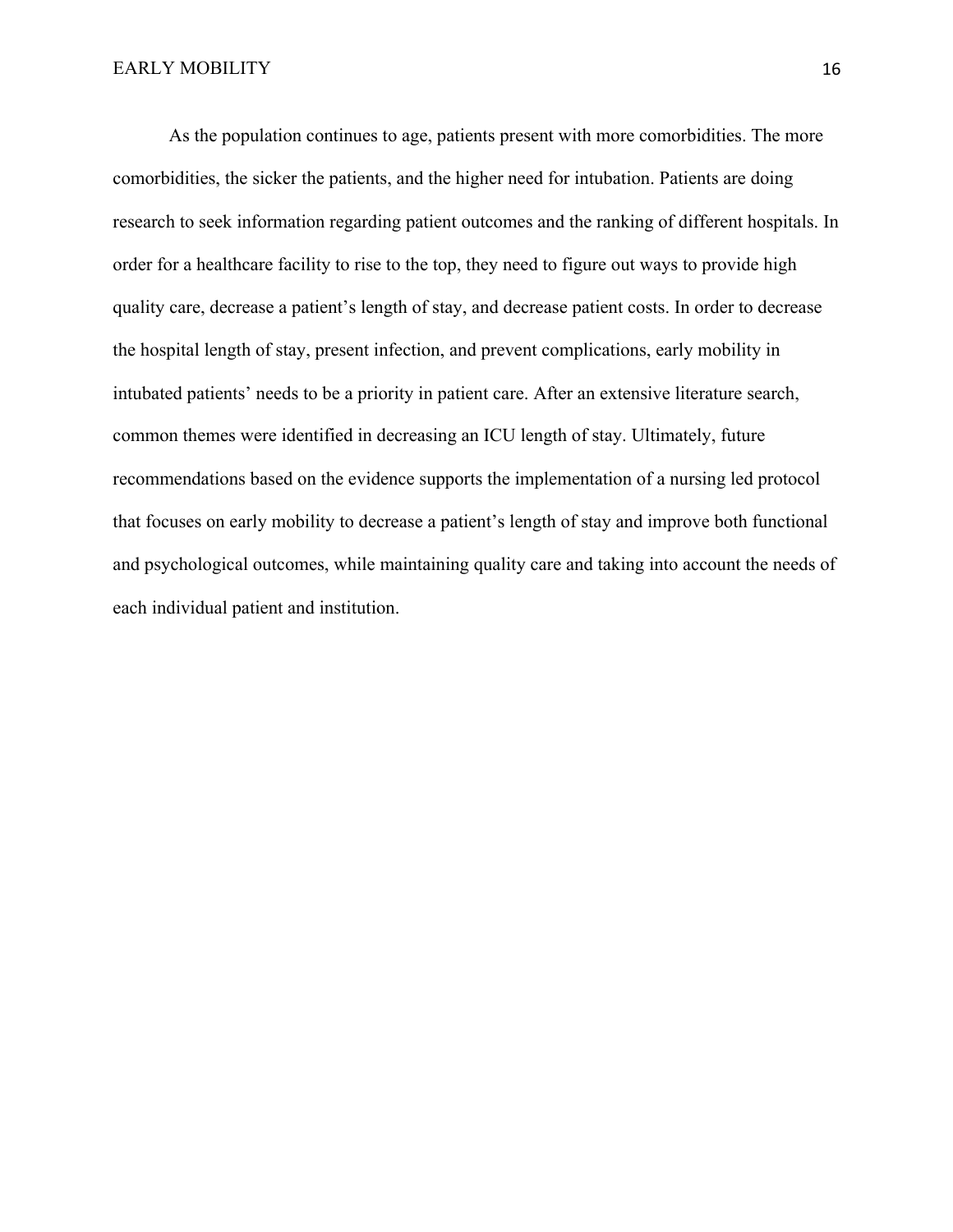As the population continues to age, patients present with more comorbidities. The more comorbidities, the sicker the patients, and the higher need for intubation. Patients are doing research to seek information regarding patient outcomes and the ranking of different hospitals. In order for a healthcare facility to rise to the top, they need to figure out ways to provide high quality care, decrease a patient's length of stay, and decrease patient costs. In order to decrease the hospital length of stay, present infection, and prevent complications, early mobility in intubated patients' needs to be a priority in patient care. After an extensive literature search, common themes were identified in decreasing an ICU length of stay. Ultimately, future recommendations based on the evidence supports the implementation of a nursing led protocol that focuses on early mobility to decrease a patient's length of stay and improve both functional and psychological outcomes, while maintaining quality care and taking into account the needs of each individual patient and institution.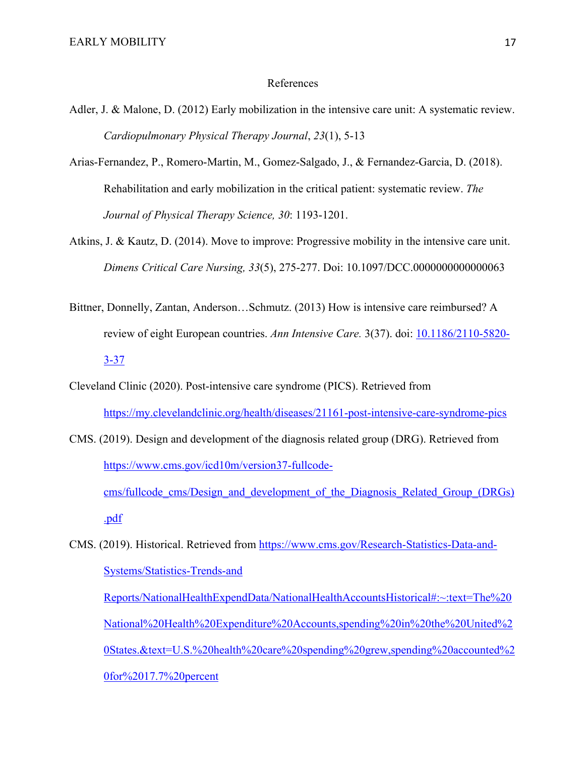# References

Adler, J. & Malone, D. (2012) Early mobilization in the intensive care unit: A systematic review. *Cardiopulmonary Physical Therapy Journal*, *23*(1), 5-13

Arias-Fernandez, P., Romero-Martin, M., Gomez-Salgado, J., & Fernandez-Garcia, D. (2018). Rehabilitation and early mobilization in the critical patient: systematic review. *The Journal of Physical Therapy Science, 30*: 1193-1201.

Atkins, J. & Kautz, D. (2014). Move to improve: Progressive mobility in the intensive care unit. *Dimens Critical Care Nursing, 33*(5), 275-277. Doi: 10.1097/DCC.0000000000000063

Bittner, Donnelly, Zantan, Anderson…Schmutz. (2013) How is intensive care reimbursed? A review of eight European countries. *Ann Intensive Care.* 3(37). doi: 10.1186/2110-5820-3-37

Cleveland Clinic (2020). Post-intensive care syndrome (PICS). Retrieved from https://my.clevelandclinic.org/health/diseases/21161-post-intensive-care-syndrome-pics

CMS. (2019). Design and development of the diagnosis related group (DRG). Retrieved from https://www.cms.gov/icd10m/version37-fullcode-cms/fullcode_cms/Design_and_development_of_the_Diagnosis_Related_Group_(DRGs).pdf

CMS. (2019). Historical. Retrieved from https://www.cms.gov/Research-Statistics-Data-and-Systems/Statistics-Trends-and Reports/NationalHealthExpendData/NationalHealthAccountsHistorical#:~:text=The%20National%20Health%20Expenditure%20Accounts,spending%20in%20the%20United%20States.&text=U.S.%20health%20care%20spending%20grew,spending%20accounted%20for%2017.7%20percent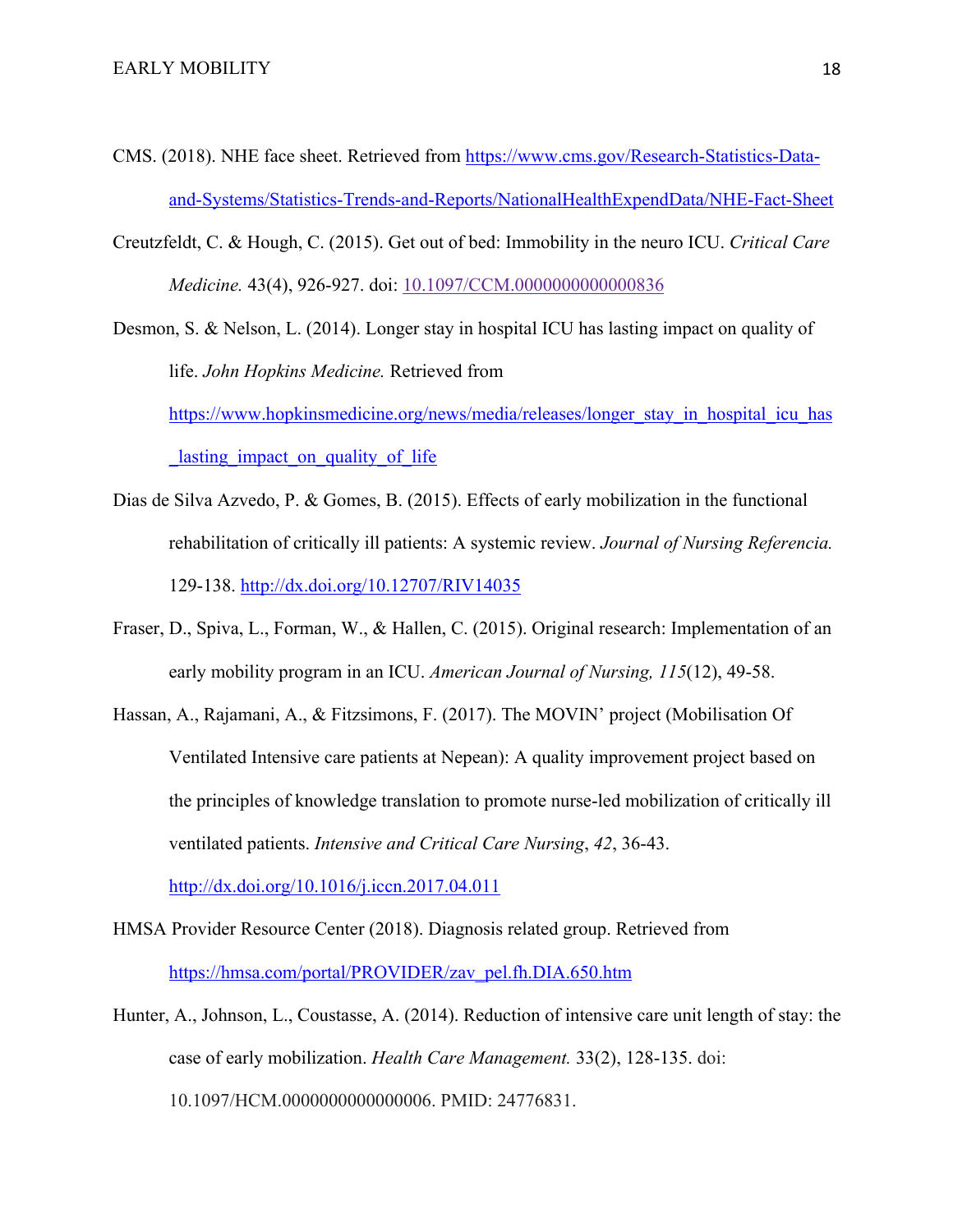CMS. (2018). NHE face sheet. Retrieved from https://www.cms.gov/Research-Statistics-Data-and-Systems/Statistics-Trends-and-Reports/NationalHealthExpendData/NHE-Fact-Sheet

Creutzfeldt, C. & Hough, C. (2015). Get out of bed: Immobility in the neuro ICU. *Critical Care Medicine.* 43(4), 926-927. doi: 10.1097/CCM.0000000000000836

Desmon, S. & Nelson, L. (2014). Longer stay in hospital ICU has lasting impact on quality of life. *John Hopkins Medicine.* Retrieved from https://www.hopkinsmedicine.org/news/media/releases/longer_stay_in_hospital_icu_has_lasting_impact_on_quality_of_life

Dias de Silva Azvedo, P. & Gomes, B. (2015). Effects of early mobilization in the functional rehabilitation of critically ill patients: A systemic review. *Journal of Nursing Referencia.* 129-138. http://dx.doi.org/10.12707/RIV14035

Fraser, D., Spiva, L., Forman, W., & Hallen, C. (2015). Original research: Implementation of an early mobility program in an ICU. *American Journal of Nursing, 115*(12), 49-58.

Hassan, A., Rajamani, A., & Fitzsimons, F. (2017). The MOVIN' project (Mobilisation Of Ventilated Intensive care patients at Nepean): A quality improvement project based on the principles of knowledge translation to promote nurse-led mobilization of critically ill ventilated patients. *Intensive and Critical Care Nursing*, *42*, 36-43. http://dx.doi.org/10.1016/j.iccn.2017.04.011

HMSA Provider Resource Center (2018). Diagnosis related group. Retrieved from https://hmsa.com/portal/PROVIDER/zav_pel.fh.DIA.650.htm

Hunter, A., Johnson, L., Coustasse, A. (2014). Reduction of intensive care unit length of stay: the case of early mobilization. *Health Care Management.* 33(2), 128-135. doi: 10.1097/HCM.0000000000000006. PMID: 24776831.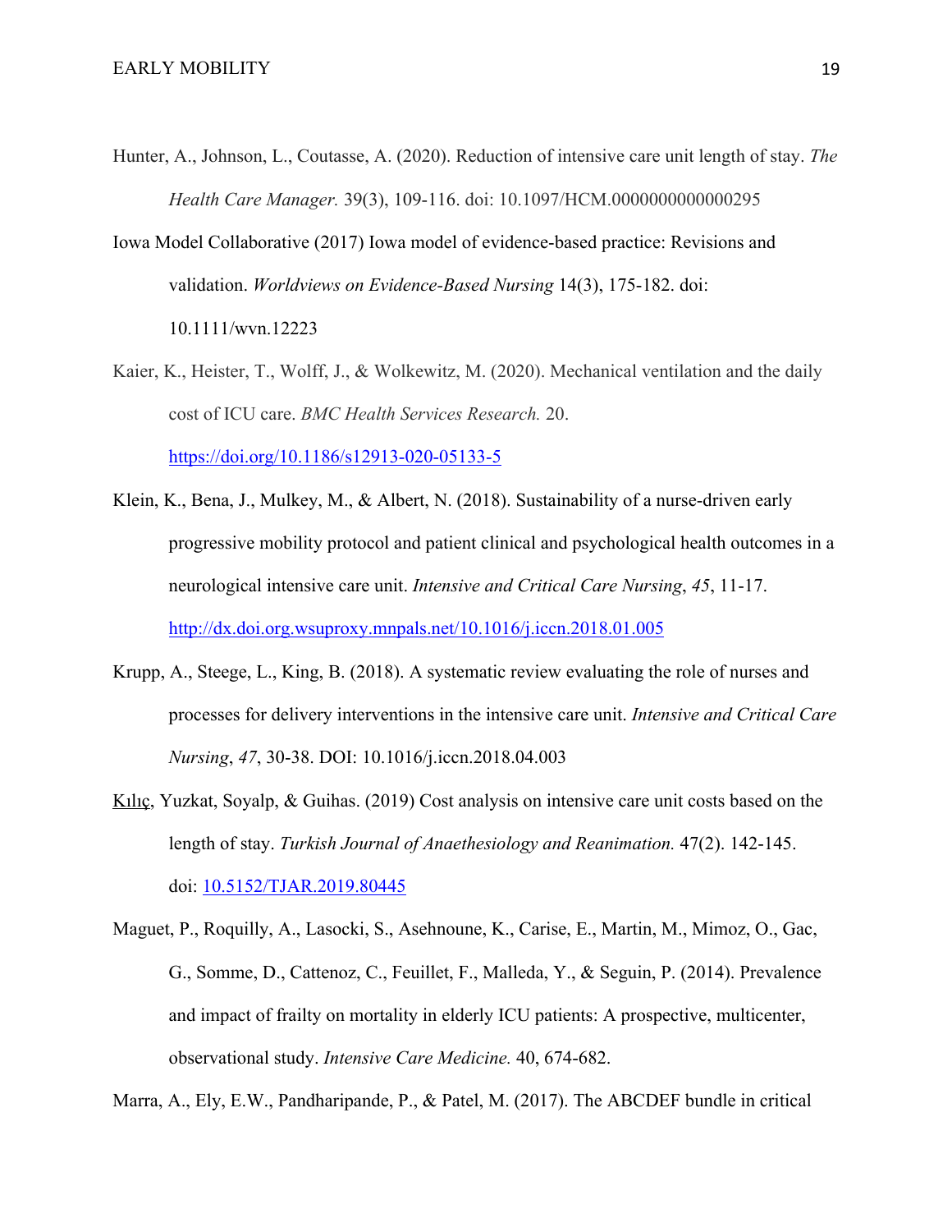Hunter, A., Johnson, L., Coutasse, A. (2020). Reduction of intensive care unit length of stay. *The Health Care Manager.* 39(3), 109-116. doi: 10.1097/HCM.0000000000000295

Iowa Model Collaborative (2017) Iowa model of evidence-based practice: Revisions and validation. *Worldviews on Evidence-Based Nursing* 14(3), 175-182. doi: 10.1111/wvn.12223

Kaier, K., Heister, T., Wolff, J., & Wolkewitz, M. (2020). Mechanical ventilation and the daily cost of ICU care. *BMC Health Services Research.* 20. https://doi.org/10.1186/s12913-020-05133-5

Klein, K., Bena, J., Mulkey, M., & Albert, N. (2018). Sustainability of a nurse-driven early progressive mobility protocol and patient clinical and psychological health outcomes in a neurological intensive care unit. *Intensive and Critical Care Nursing*, *45*, 11-17. http://dx.doi.org.wsuproxy.mnpals.net/10.1016/j.iccn.2018.01.005

Krupp, A., Steege, L., King, B. (2018). A systematic review evaluating the role of nurses and processes for delivery interventions in the intensive care unit. *Intensive and Critical Care Nursing*, *47*, 30-38. DOI: 10.1016/j.iccn.2018.04.003

Kılıç, Yuzkat, Soyalp, & Guihas. (2019) Cost analysis on intensive care unit costs based on the length of stay. *Turkish Journal of Anaethesiology and Reanimation.* 47(2). 142-145. doi: 10.5152/TJAR.2019.80445

Maguet, P., Roquilly, A., Lasocki, S., Asehnoune, K., Carise, E., Martin, M., Mimoz, O., Gac, G., Somme, D., Cattenoz, C., Feuillet, F., Malleda, Y., & Seguin, P. (2014). Prevalence and impact of frailty on mortality in elderly ICU patients: A prospective, multicenter, observational study. *Intensive Care Medicine.* 40, 674-682.

Marra, A., Ely, E.W., Pandharipande, P., & Patel, M. (2017). The ABCDEF bundle in critical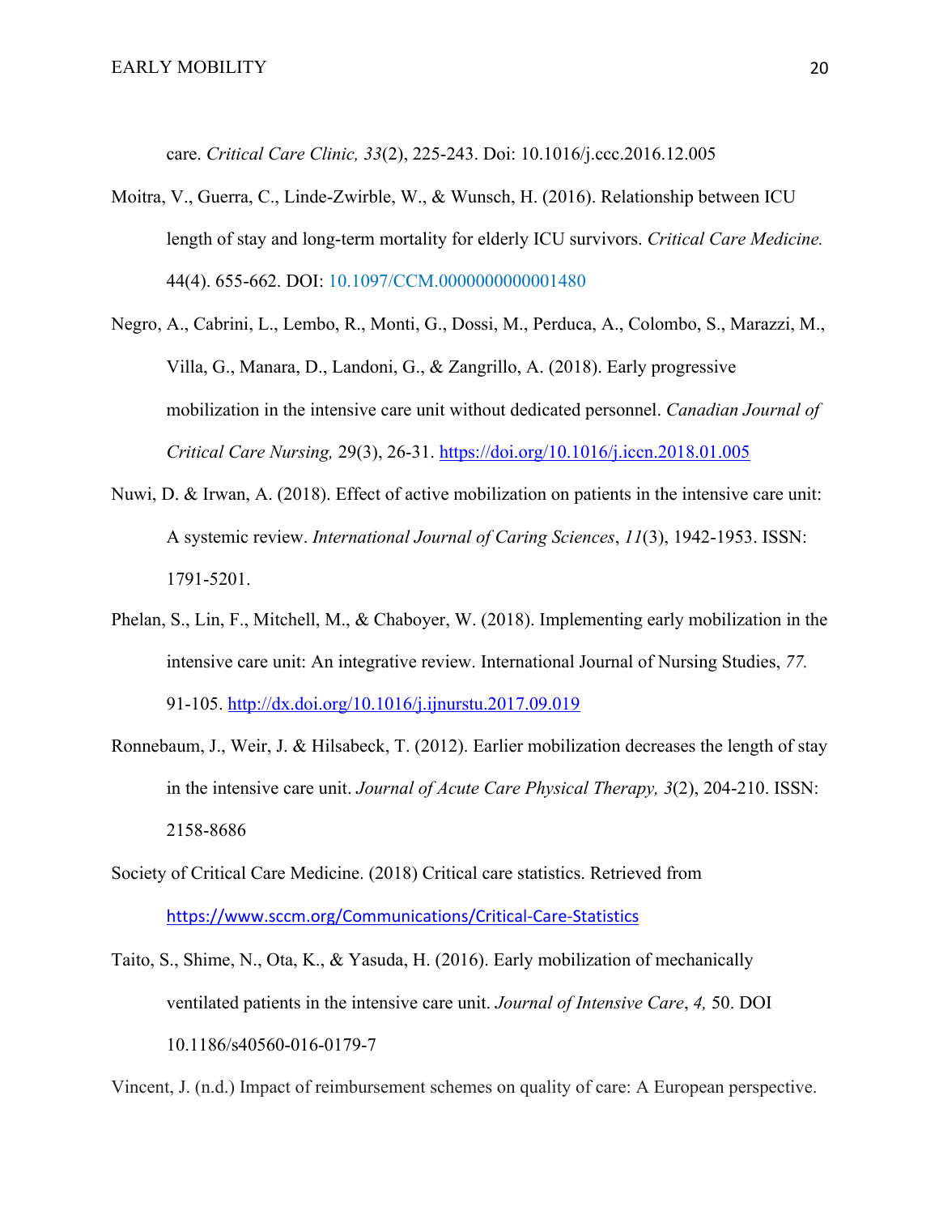care. *Critical Care Clinic, 33*(2), 225-243. Doi: 10.1016/j.ccc.2016.12.005

Moitra, V., Guerra, C., Linde-Zwirble, W., & Wunsch, H. (2016). Relationship between ICU length of stay and long-term mortality for elderly ICU survivors. *Critical Care Medicine.* 44(4). 655-662. DOI: 10.1097/CCM.0000000000001480

Negro, A., Cabrini, L., Lembo, R., Monti, G., Dossi, M., Perduca, A., Colombo, S., Marazzi, M., Villa, G., Manara, D., Landoni, G., & Zangrillo, A. (2018). Early progressive mobilization in the intensive care unit without dedicated personnel. *Canadian Journal of Critical Care Nursing,* 29(3), 26-31. https://doi.org/10.1016/j.iccn.2018.01.005

Nuwi, D. & Irwan, A. (2018). Effect of active mobilization on patients in the intensive care unit: A systemic review. *International Journal of Caring Sciences*, *11*(3), 1942-1953. ISSN: 1791-5201.

Phelan, S., Lin, F., Mitchell, M., & Chaboyer, W. (2018). Implementing early mobilization in the intensive care unit: An integrative review. International Journal of Nursing Studies, *77.* 91-105. http://dx.doi.org/10.1016/j.ijnurstu.2017.09.019

Ronnebaum, J., Weir, J. & Hilsabeck, T. (2012). Earlier mobilization decreases the length of stay in the intensive care unit. *Journal of Acute Care Physical Therapy, 3*(2), 204-210. ISSN: 2158-8686

Society of Critical Care Medicine. (2018) Critical care statistics. Retrieved from https://www.sccm.org/Communications/Critical-Care-Statistics

Taito, S., Shime, N., Ota, K., & Yasuda, H. (2016). Early mobilization of mechanically ventilated patients in the intensive care unit. *Journal of Intensive Care*, *4,* 50. DOI 10.1186/s40560-016-0179-7

Vincent, J. (n.d.) Impact of reimbursement schemes on quality of care: A European perspective.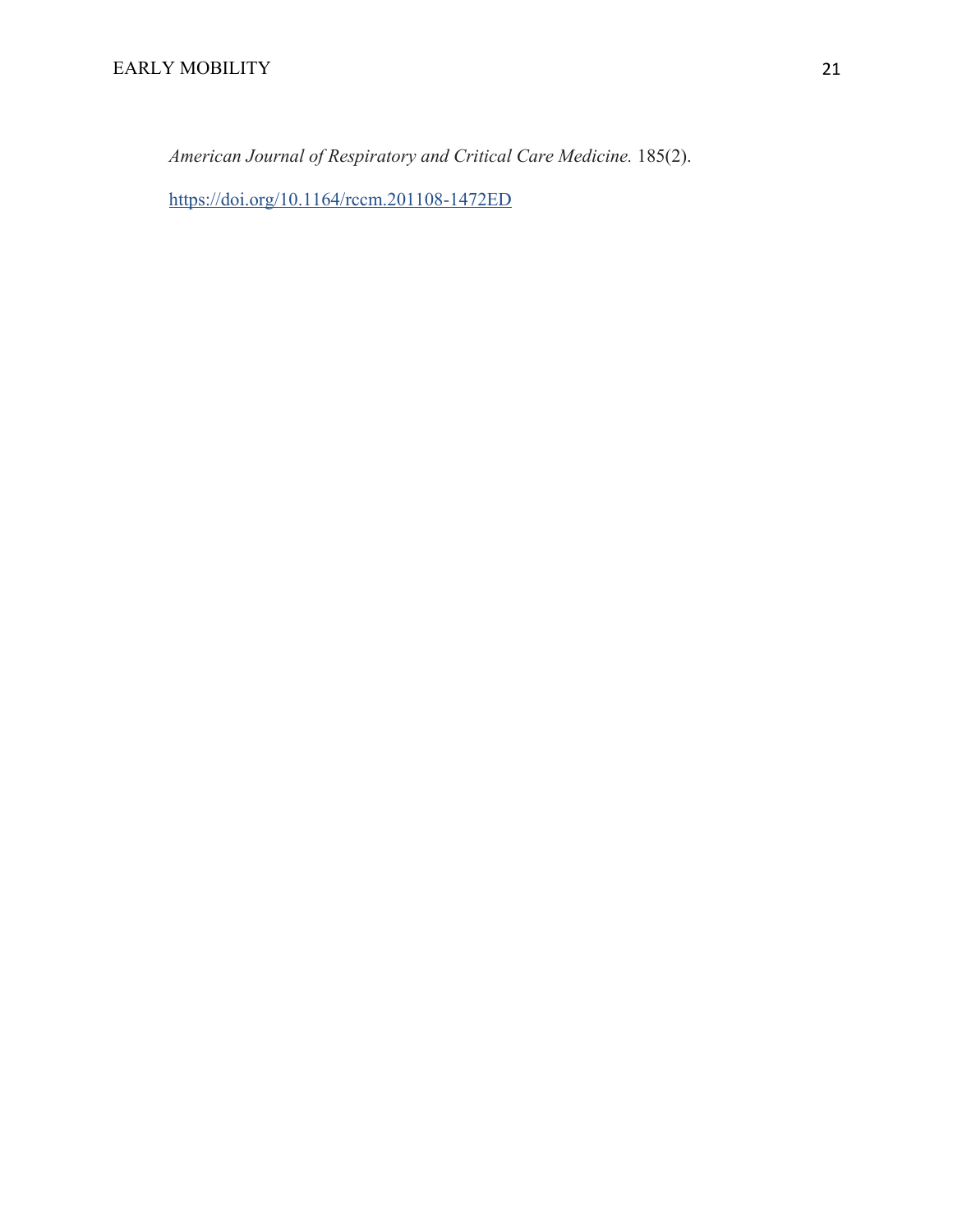*American Journal of Respiratory and Critical Care Medicine.* 185(2).

https://doi.org/10.1164/rccm.201108-1472ED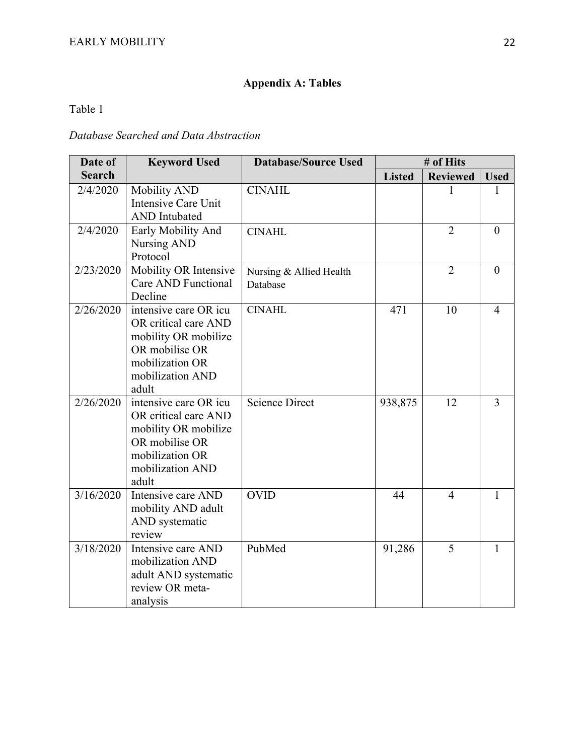## Appendix A: Tables

Table 1

*Database Searched and Data Abstraction*

| Date of Search | Keyword Used | Database/Source Used | # of Hits | | |
|---|---|---|---|---|---|
| | | | Listed | Reviewed | Used |
| 2/4/2020 | Mobility AND Intensive Care Unit AND Intubated | CINAHL | | 1 | 1 |
| 2/4/2020 | Early Mobility And Nursing AND Protocol | CINAHL | | 2 | 0 |
| 2/23/2020 | Mobility OR Intensive Care AND Functional Decline | Nursing & Allied Health Database | | 2 | 0 |
| 2/26/2020 | intensive care OR icu OR critical care AND mobility OR mobilize OR mobilise OR mobilization OR mobilization AND adult | CINAHL | 471 | 10 | 4 |
| 2/26/2020 | intensive care OR icu OR critical care AND mobility OR mobilize OR mobilise OR mobilization OR mobilization AND adult | Science Direct | 938,875 | 12 | 3 |
| 3/16/2020 | Intensive care AND mobility AND adult AND systematic review | OVID | 44 | 4 | 1 |
| 3/18/2020 | Intensive care AND mobilization AND adult AND systematic review OR meta-analysis | PubMed | 91,286 | 5 | 1 |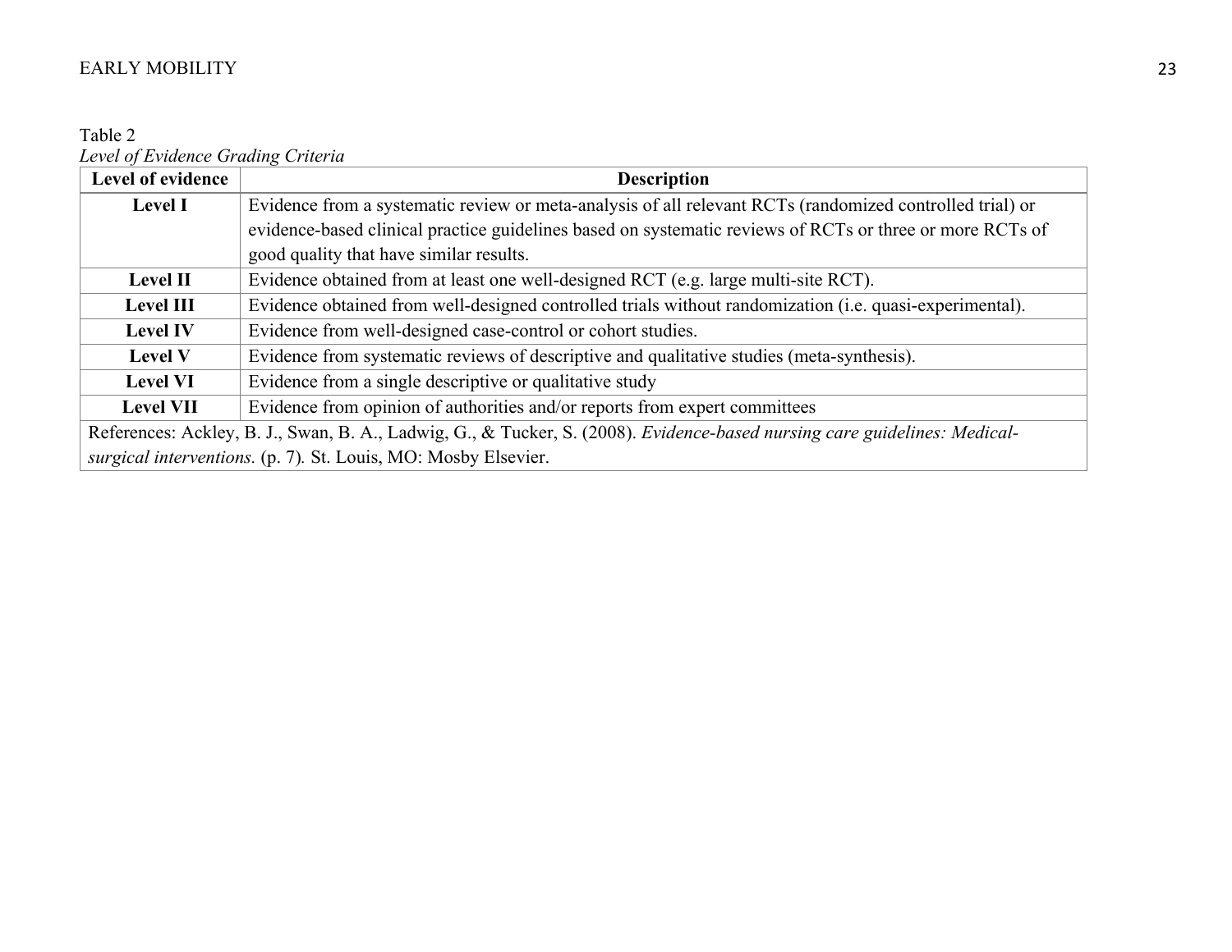Table 2

*Level of Evidence Grading Criteria*

| Level of evidence | Description |
|---|---|
| **Level I** | Evidence from a systematic review or meta-analysis of all relevant RCTs (randomized controlled trial) or evidence-based clinical practice guidelines based on systematic reviews of RCTs or three or more RCTs of good quality that have similar results. |
| **Level II** | Evidence obtained from at least one well-designed RCT (e.g. large multi-site RCT). |
| **Level III** | Evidence obtained from well-designed controlled trials without randomization (i.e. quasi-experimental). |
| **Level IV** | Evidence from well-designed case-control or cohort studies. |
| **Level V** | Evidence from systematic reviews of descriptive and qualitative studies (meta-synthesis). |
| **Level VI** | Evidence from a single descriptive or qualitative study |
| **Level VII** | Evidence from opinion of authorities and/or reports from expert committees |

References: Ackley, B. J., Swan, B. A., Ladwig, G., & Tucker, S. (2008). *Evidence-based nursing care guidelines: Medical-surgical interventions.* (p. 7). St. Louis, MO: Mosby Elsevier.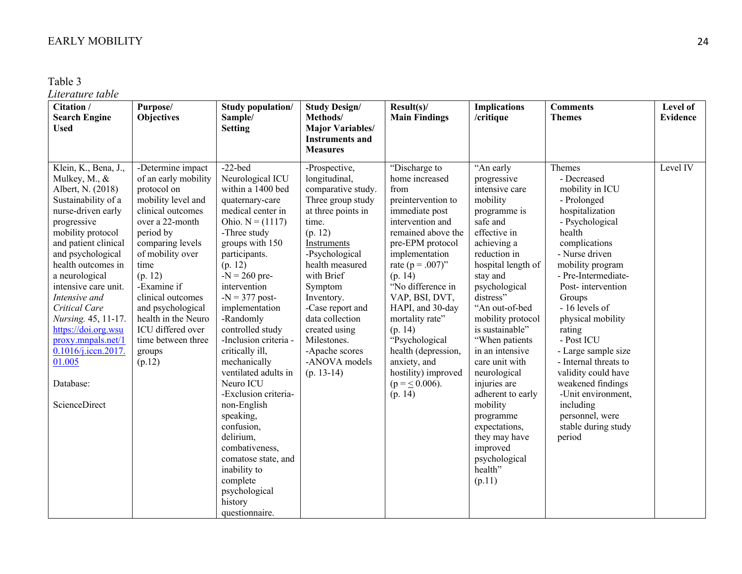Table 3

*Literature table*

| **Citation / Search Engine Used** | **Purpose/ Objectives** | **Study population/ Sample/ Setting** | **Study Design/ Methods/ Major Variables/ Instruments and Measures** | **Result(s)/ Main Findings** | **Implications /critique** | **Comments Themes** | **Level of Evidence** |
|---|---|---|---|---|---|---|---|
| Klein, K., Bena, J., Mulkey, M., & Albert, N. (2018) Sustainability of a nurse-driven early progressive mobility protocol and patient clinical and psychological health outcomes in a neurological intensive care unit. *Intensive and Critical Care Nursing.* 45, 11-17. [https://doi.org.wsuproxy.mnpals.net/10.1016/j.iccn.2017.01.005](https://doi.org.wsuproxy.mnpals.net/10.1016/j.iccn.2017.01.005)<br><br>Database:<br><br>ScienceDirect | -Determine impact of an early mobility protocol on mobility level and clinical outcomes over a 22-month period by comparing levels of mobility over time (p. 12)<br>-Examine if clinical outcomes and psychological health in the Neuro ICU differed over time between three groups (p.12) | -22-bed Neurological ICU within a 1400 bed quaternary-care medical center in Ohio. N = (1117)<br>-Three study groups with 150 participants. (p. 12)<br>-N = 260 pre-intervention<br>-N = 377 post-implementation<br>-Randomly controlled study<br>-Inclusion criteria - critically ill, mechanically ventilated adults in Neuro ICU<br>-Exclusion criteria- non-English speaking, confusion, delirium, combativeness, comatose state, and inability to complete psychological history questionnaire. | -Prospective, longitudinal, comparative study. Three group study at three points in time. (p. 12)<br>Instruments<br>-Psychological health measured with Brief Symptom Inventory.<br>-Case report and data collection created using Milestones.<br>-Apache scores<br>-ANOVA models (p. 13-14) | "Discharge to home increased from preintervention to immediate post intervention and remained above the pre-EPM protocol implementation rate ($p = .007$)" (p. 14)<br>"No difference in VAP, BSI, DVT, HAPI, and 30-day mortality rate" (p. 14)<br>"Psychological health (depression, anxiety, and hostility) improved ($p = \leq 0.006$). (p. 14) | "An early progressive intensive care mobility programme is safe and effective in achieving a reduction in hospital length of stay and psychological distress"<br>"An out-of-bed mobility protocol is sustainable"<br>"When patients in an intensive care unit with neurological injuries are adherent to early mobility programme expectations, they may have improved psychological health" (p.11) | Themes<br>- Decreased mobility in ICU<br>- Prolonged hospitalization<br>- Psychological health complications<br>- Nurse driven mobility program<br>- Pre-Intermediate-Post- intervention Groups<br>- 16 levels of physical mobility rating<br>- Post ICU<br>- Large sample size<br>- Internal threats to validity could have weakened findings<br>-Unit environment, including personnel, were stable during study period | Level IV |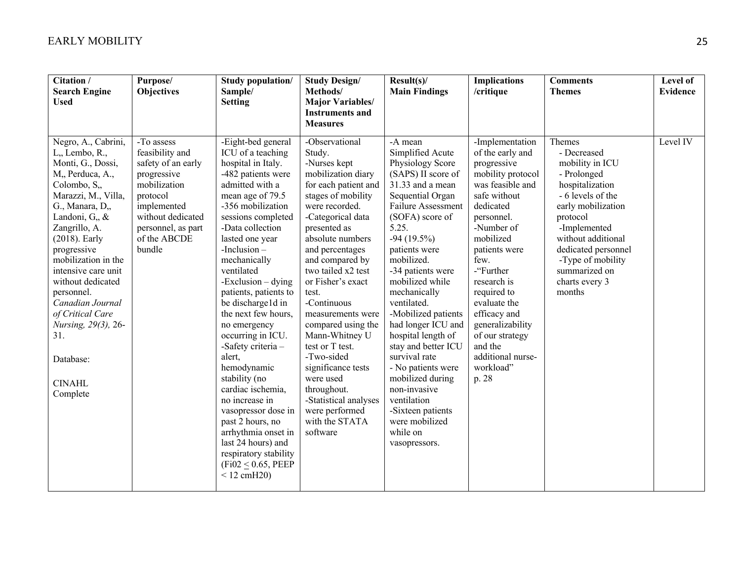| Citation / Search Engine Used | Purpose/ Objectives | Study population/ Sample/ Setting | Study Design/ Methods/ Major Variables/ Instruments and Measures | Result(s)/ Main Findings | Implications /critique | Comments Themes | Level of Evidence |
|---|---|---|---|---|---|---|---|
| Negro, A., Cabrini, L,, Lembo, R., Monti, G., Dossi, M,, Perduca, A., Colombo, S,, Marazzi, M., Villa, G., Manara, D,, Landoni, G,, & Zangrillo, A. (2018). Early progressive mobilization in the intensive care unit without dedicated personnel. *Canadian Journal of Critical Care Nursing, 29(3),* 26-31.<br><br>Database:<br><br>CINAHL Complete | -To assess feasibility and safety of an early progressive mobilization protocol implemented without dedicated personnel, as part of the ABCDE bundle | -Eight-bed general ICU of a teaching hospital in Italy.<br>-482 patients were admitted with a mean age of 79.5<br>-356 mobilization sessions completed<br>-Data collection lasted one year<br>-Inclusion – mechanically ventilated<br>-Exclusion – dying patients, patients to be discharge1d in the next few hours, no emergency occurring in ICU.<br>-Safety criteria – alert, hemodynamic stability (no cardiac ischemia, no increase in vasopressor dose in past 2 hours, no arrhythmia onset in last 24 hours) and respiratory stability ($FiO_2 \leq 0.65$, PEEP < 12 $cmH_2O$) | -Observational Study.<br>-Nurses kept mobilization diary for each patient and stages of mobility were recorded.<br>-Categorical data presented as absolute numbers and percentages and compared by two tailed $x^2$ test or Fisher's exact test.<br>-Continuous measurements were compared using the Mann-Whitney U test or T test.<br>-Two-sided significance tests were used throughout.<br>-Statistical analyses were performed with the STATA software | -A mean Simplified Acute Physiology Score (SAPS) II score of 31.33 and a mean Sequential Organ Failure Assessment (SOFA) score of 5.25.<br>-94 (19.5%) patients were mobilized.<br>-34 patients were mobilized while mechanically ventilated.<br>-Mobilized patients had longer ICU and hospital length of stay and better ICU survival rate<br>- No patients were mobilized during non-invasive ventilation<br>-Sixteen patients were mobilized while on vasopressors. | -Implementation of the early and progressive mobility protocol was feasible and safe without dedicated personnel.<br>-Number of mobilized patients were few.<br>-"Further research is required to evaluate the efficacy and generalizability of our strategy and the additional nurse-workload" p. 28 | Themes<br>- Decreased mobility in ICU<br>- Prolonged hospitalization<br>- 6 levels of the early mobilization protocol<br>-Implemented without additional dedicated personnel<br>-Type of mobility summarized on charts every 3 months | Level IV |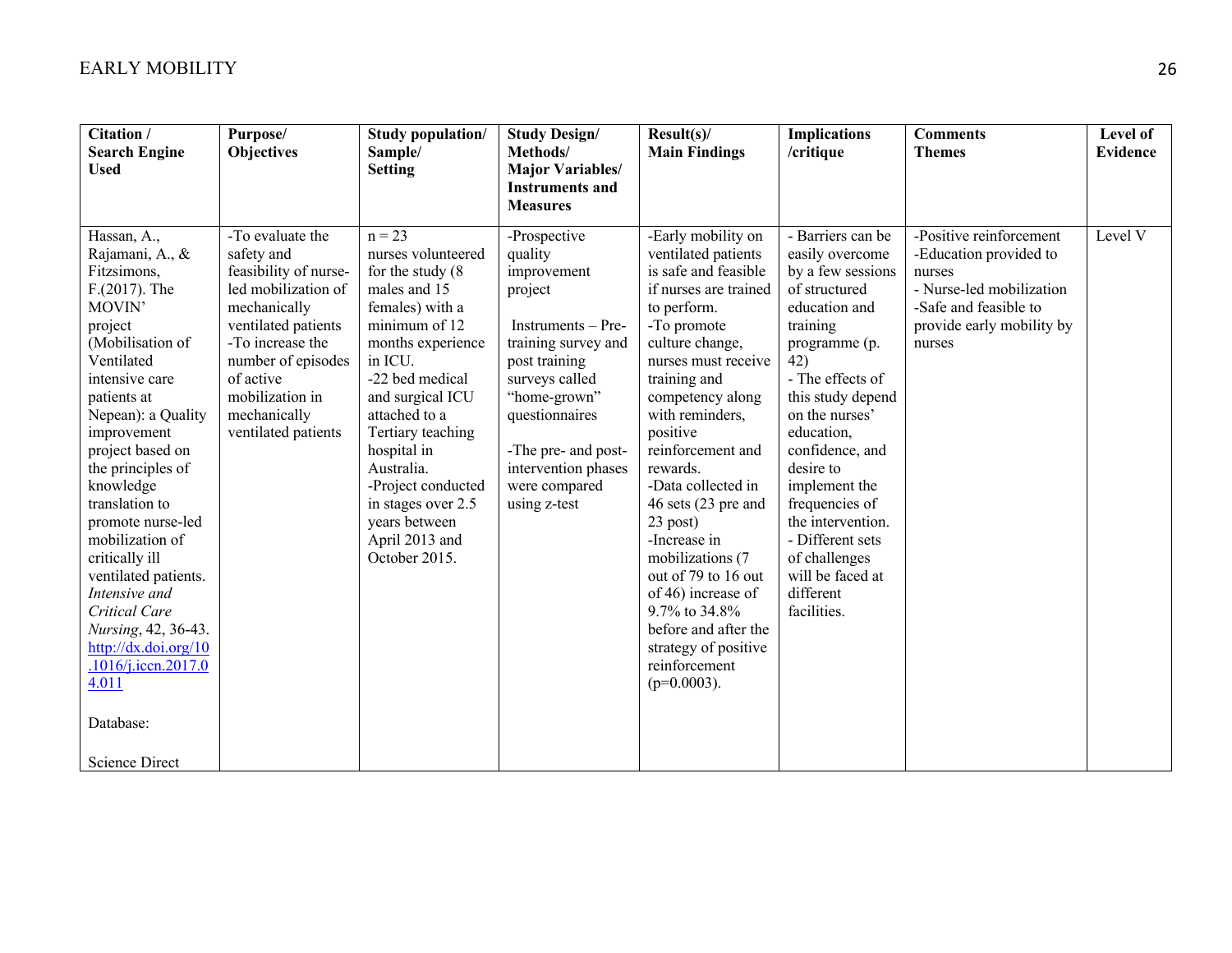| Citation / Search Engine Used | Purpose/ Objectives | Study population/ Sample/ Setting | Study Design/ Methods/ Major Variables/ Instruments and Measures | Result(s)/ Main Findings | Implications /critique | Comments Themes | Level of Evidence |
|---|---|---|---|---|---|---|---|
| Hassan, A., Rajamani, A., & Fitzsimons, F.(2017). The MOVIN' project (Mobilisation of Ventilated intensive care patients at Nepean): a Quality improvement project based on the principles of knowledge translation to promote nurse-led mobilization of critically ill ventilated patients. *Intensive and Critical Care Nursing*, 42, 36-43. [http://dx.doi.org/10.1016/j.iccn.2017.04.011](http://dx.doi.org/10.1016/j.iccn.2017.04.011)<br><br>Database:<br><br>Science Direct | -To evaluate the safety and feasibility of nurse-led mobilization of mechanically ventilated patients<br>-To increase the number of episodes of active mobilization in mechanically ventilated patients | n = 23 nurses volunteered for the study (8 males and 15 females) with a minimum of 12 months experience in ICU.<br>-22 bed medical and surgical ICU attached to a Tertiary teaching hospital in Australia.<br>-Project conducted in stages over 2.5 years between April 2013 and October 2015. | -Prospective quality improvement project<br><br>Instruments – Pre-training survey and post training surveys called "home-grown" questionnaires<br><br>-The pre- and post-intervention phases were compared using z-test | -Early mobility on ventilated patients is safe and feasible if nurses are trained to perform.<br>-To promote culture change, nurses must receive training and competency along with reminders, positive reinforcement and rewards.<br>-Data collected in 46 sets (23 pre and 23 post)<br>-Increase in mobilizations (7 out of 79 to 16 out of 46) increase of 9.7% to 34.8% before and after the strategy of positive reinforcement (p=0.0003). | - Barriers can be easily overcome by a few sessions of structured education and training programme (p. 42)<br>- The effects of this study depend on the nurses' education, confidence, and desire to implement the frequencies of the intervention.<br>- Different sets of challenges will be faced at different facilities. | -Positive reinforcement<br>-Education provided to nurses<br>- Nurse-led mobilization<br>-Safe and feasible to provide early mobility by nurses | Level V |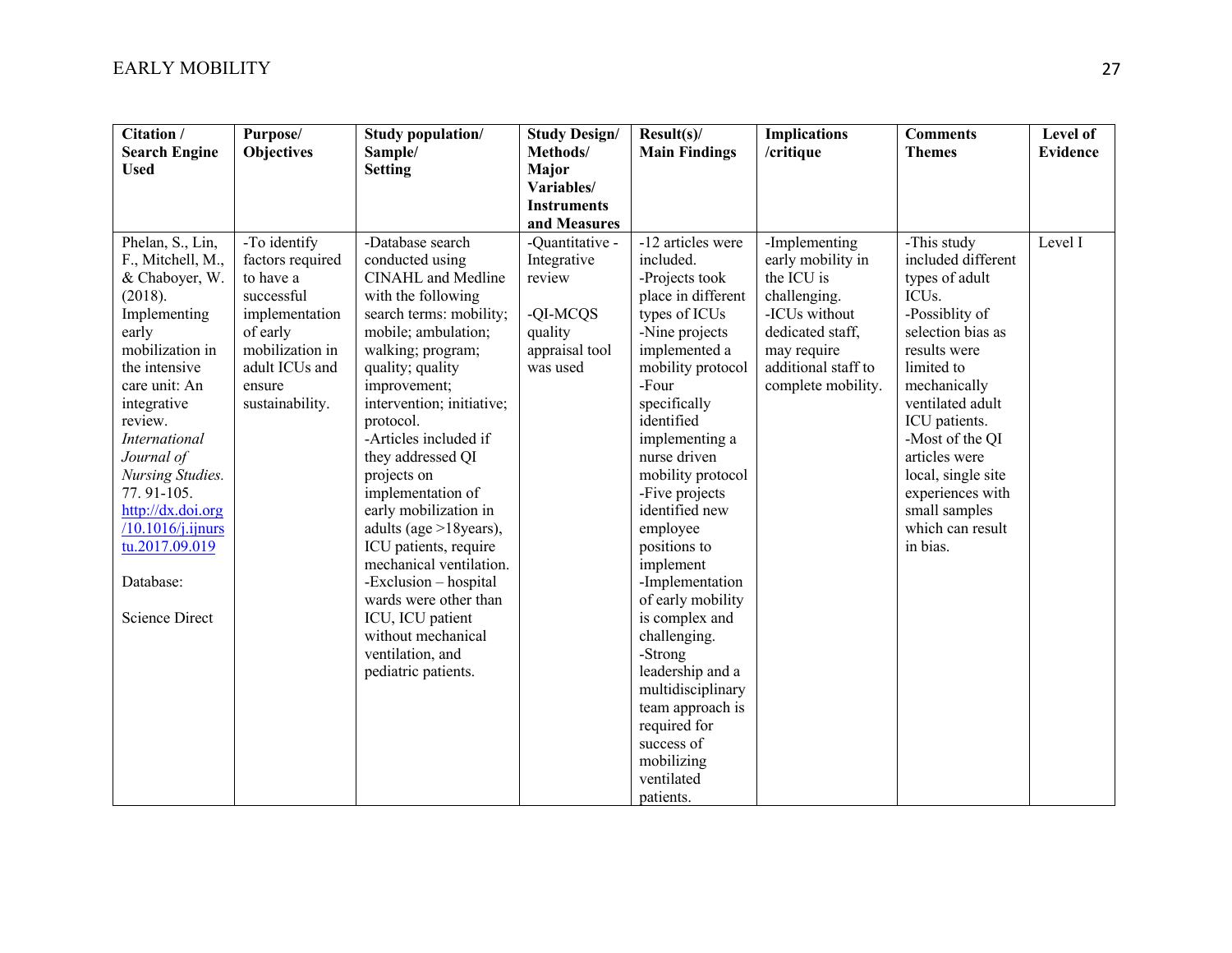| Citation / Search Engine Used | Purpose/ Objectives | Study population/ Sample/ Setting | Study Design/ Methods/ Major Variables/ Instruments and Measures | Result(s)/ Main Findings | Implications /critique | Comments Themes | Level of Evidence |
|---|---|---|---|---|---|---|---|
| Phelan, S., Lin, F., Mitchell, M., & Chaboyer, W. (2018). Implementing early mobilization in the intensive care unit: An integrative review. *International Journal of Nursing Studies.* 77. 91-105. [http://dx.doi.org/10.1016/j.ijnurstu.2017.09.019](http://dx.doi.org/10.1016/j.ijnurstu.2017.09.019)<br><br>Database:<br><br>Science Direct | -To identify factors required to have a successful implementation of early mobilization in adult ICUs and ensure sustainability. | -Database search conducted using CINAHL and Medline with the following search terms: mobility; mobile; ambulation; walking; program; quality; quality improvement; intervention; initiative; protocol.<br>-Articles included if they addressed QI projects on implementation of early mobilization in adults (age >18years), ICU patients, require mechanical ventilation.<br>-Exclusion – hospital wards were other than ICU, ICU patient without mechanical ventilation, and pediatric patients. | -Quantitative - Integrative review<br><br>-QI-MCQS quality appraisal tool was used | -12 articles were included.<br>-Projects took place in different types of ICUs<br>-Nine projects implemented a mobility protocol<br>-Four specifically identified implementing a nurse driven mobility protocol<br>-Five projects identified new employee positions to implement<br>-Implementation of early mobility is complex and challenging.<br>-Strong leadership and a multidisciplinary team approach is required for success of mobilizing ventilated patients. | -Implementing early mobility in the ICU is challenging.<br>-ICUs without dedicated staff, may require additional staff to complete mobility. | -This study included different types of adult ICUs.<br>-Possiblity of selection bias as results were limited to mechanically ventilated adult ICU patients.<br>-Most of the QI articles were local, single site experiences with small samples which can result in bias. | Level I |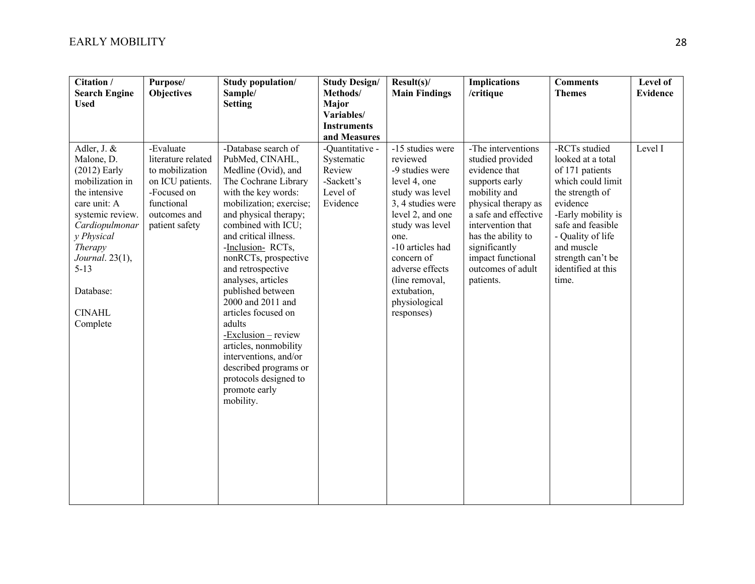| Citation / Search Engine Used | Purpose/ Objectives | Study population/ Sample/ Setting | Study Design/ Methods/ Major Variables/ Instruments and Measures | Result(s)/ Main Findings | Implications /critique | Comments Themes | Level of Evidence |
|---|---|---|---|---|---|---|---|
| Adler, J. & Malone, D. (2012) Early mobilization in the intensive care unit: A systemic review. *Cardiopulmonary Physical Therapy Journal*. 23(1), 5-13<br><br>Database:<br><br>CINAHL Complete | -Evaluate literature related to mobilization on ICU patients.<br>-Focused on functional outcomes and patient safety | -Database search of PubMed, CINAHL, Medline (Ovid), and The Cochrane Library with the key words: mobilization; exercise; and physical therapy; combined with ICU; and critical illness.<br>-<u>Inclusion-</u> RCTs, nonRCTs, prospective and retrospective analyses, articles published between 2000 and 2011 and articles focused on adults<br>-<u>Exclusion –</u> review articles, nonmobility interventions, and/or described programs or protocols designed to promote early mobility. | -Quantitative - Systematic Review<br>-Sackett's Level of Evidence | -15 studies were reviewed<br>-9 studies were level 4, one study was level 3, 4 studies were level 2, and one study was level one.<br>-10 articles had concern of adverse effects (line removal, extubation, physiological responses) | -The interventions studied provided evidence that supports early mobility and physical therapy as a safe and effective intervention that has the ability to significantly impact functional outcomes of adult patients. | -RCTs studied looked at a total of 171 patients which could limit the strength of evidence<br>-Early mobility is safe and feasible<br>- Quality of life and muscle strength can't be identified at this time. | Level I |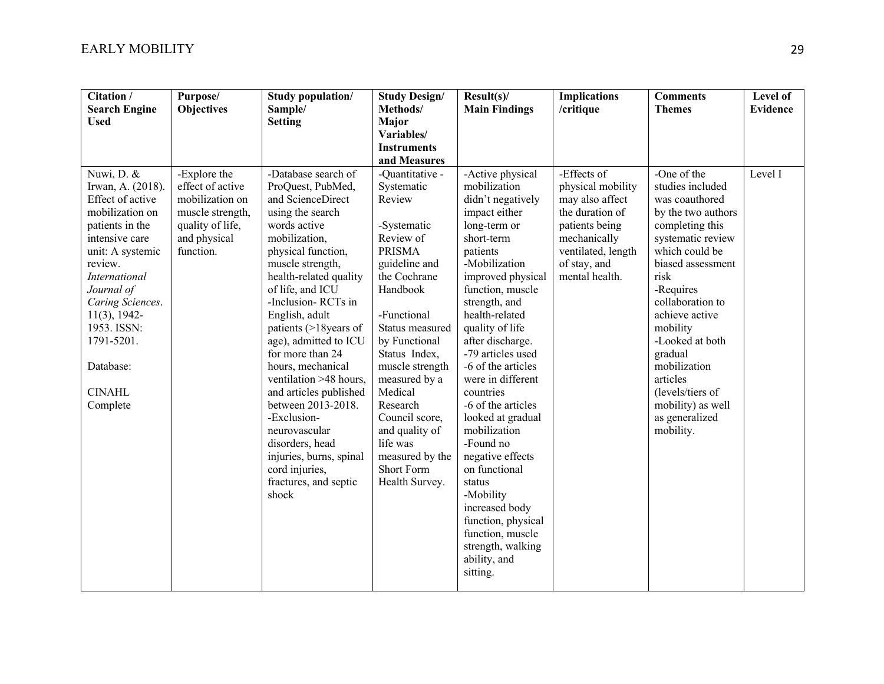| Citation / Search Engine Used | Purpose/ Objectives | Study population/ Sample/ Setting | Study Design/ Methods/ Major Variables/ Instruments and Measures | Result(s)/ Main Findings | Implications /critique | Comments Themes | Level of Evidence |
|---|---|---|---|---|---|---|---|
| Nuwi, D. & Irwan, A. (2018). Effect of active mobilization on patients in the intensive care unit: A systemic review. *International Journal of Caring Sciences*. 11(3), 1942-1953. ISSN: 1791-5201.<br><br>Database:<br><br>CINAHL Complete | -Explore the effect of active mobilization on muscle strength, quality of life, and physical function. | -Database search of ProQuest, PubMed, and ScienceDirect using the search words active mobilization, physical function, muscle strength, health-related quality of life, and ICU<br>-Inclusion- RCTs in English, adult patients (>18years of age), admitted to ICU for more than 24 hours, mechanical ventilation >48 hours, and articles published between 2013-2018.<br>-Exclusion- neurovascular disorders, head injuries, burns, spinal cord injuries, fractures, and septic shock | -Quantitative - Systematic Review<br><br>-Systematic Review of PRISMA guideline and the Cochrane Handbook<br><br>-Functional Status measured by Functional Status Index, muscle strength measured by a Medical Research Council score, and quality of life was measured by the Short Form Health Survey. | -Active physical mobilization didn't negatively impact either long-term or short-term patients<br>-Mobilization improved physical function, muscle strength, and health-related quality of life after discharge.<br>-79 articles used<br>-6 of the articles were in different countries<br>-6 of the articles looked at gradual mobilization<br>-Found no negative effects on functional status<br>-Mobility increased body function, physical function, muscle strength, walking ability, and sitting. | -Effects of physical mobility may also affect the duration of patients being mechanically ventilated, length of stay, and mental health. | -One of the studies included was coauthored by the two authors completing this systematic review which could be biased assessment risk<br>-Requires collaboration to achieve active mobility<br>-Looked at both gradual mobilization articles (levels/tiers of mobility) as well as generalized mobility. | Level I |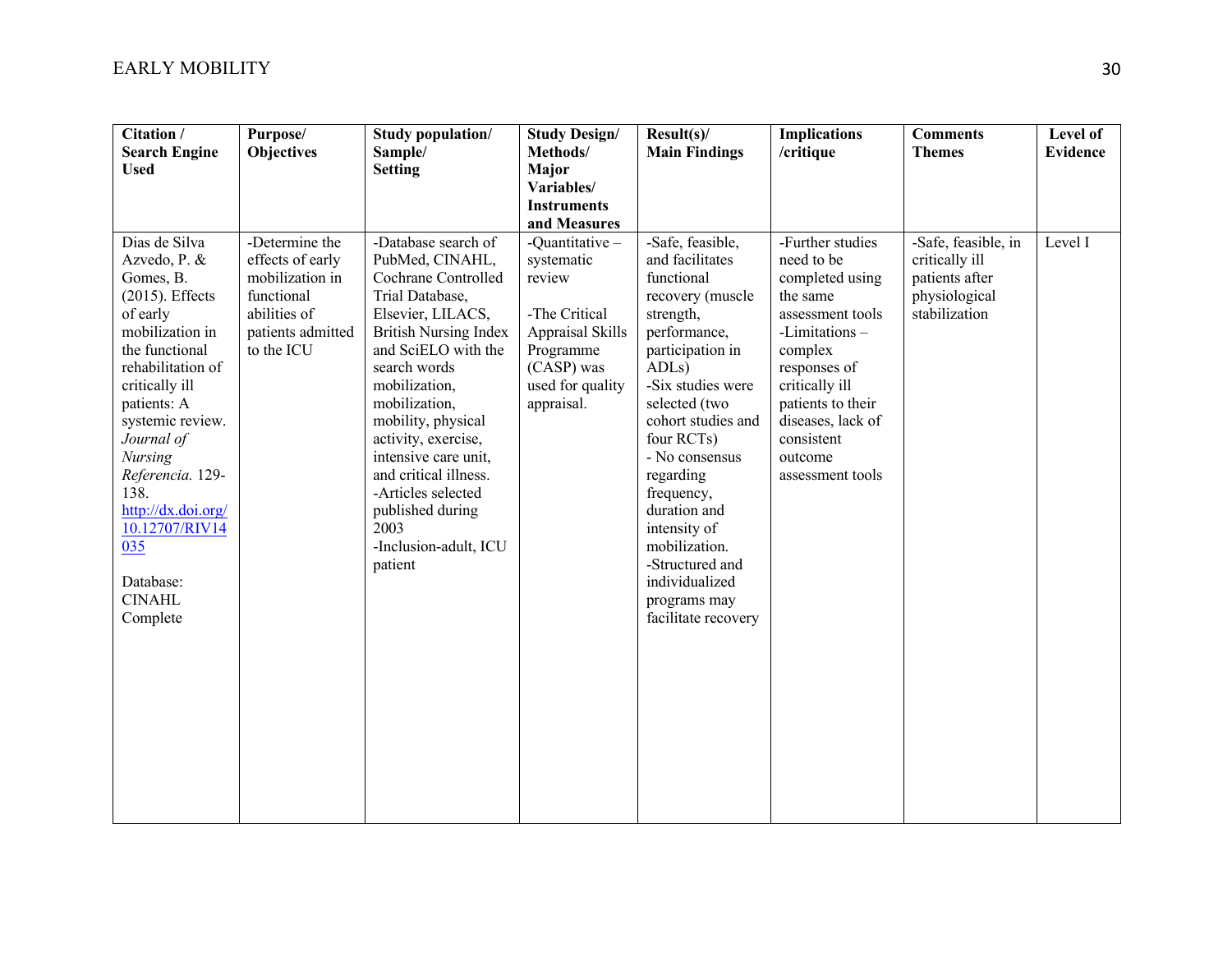| Citation / Search Engine Used | Purpose/ Objectives | Study population/ Sample/ Setting | Study Design/ Methods/ Major Variables/ Instruments and Measures | Result(s)/ Main Findings | Implications /critique | Comments Themes | Level of Evidence |
|---|---|---|---|---|---|---|---|
| Dias de Silva Azvedo, P. & Gomes, B. (2015). Effects of early mobilization in the functional rehabilitation of critically ill patients: A systemic review. *Journal of Nursing Referencia.* 129-138. [http://dx.doi.org/10.12707/RIV14035](http://dx.doi.org/10.12707/RIV14035)<br><br>Database: CINAHL Complete | -Determine the effects of early mobilization in functional abilities of patients admitted to the ICU | -Database search of PubMed, CINAHL, Cochrane Controlled Trial Database, Elsevier, LILACS, British Nursing Index and SciELO with the search words mobilization, mobilization, mobility, physical activity, exercise, intensive care unit, and critical illness.<br>-Articles selected published during 2003<br>-Inclusion-adult, ICU patient | -Quantitative – systematic review<br><br>-The Critical Appraisal Skills Programme (CASP) was used for quality appraisal. | -Safe, feasible, and facilitates functional recovery (muscle strength, performance, participation in ADLs)<br>-Six studies were selected (two cohort studies and four RCTs)<br>- No consensus regarding frequency, duration and intensity of mobilization.<br>-Structured and individualized programs may facilitate recovery | -Further studies need to be completed using the same assessment tools<br>-Limitations – complex responses of critically ill patients to their diseases, lack of consistent outcome assessment tools | -Safe, feasible, in critically ill patients after physiological stabilization | Level I |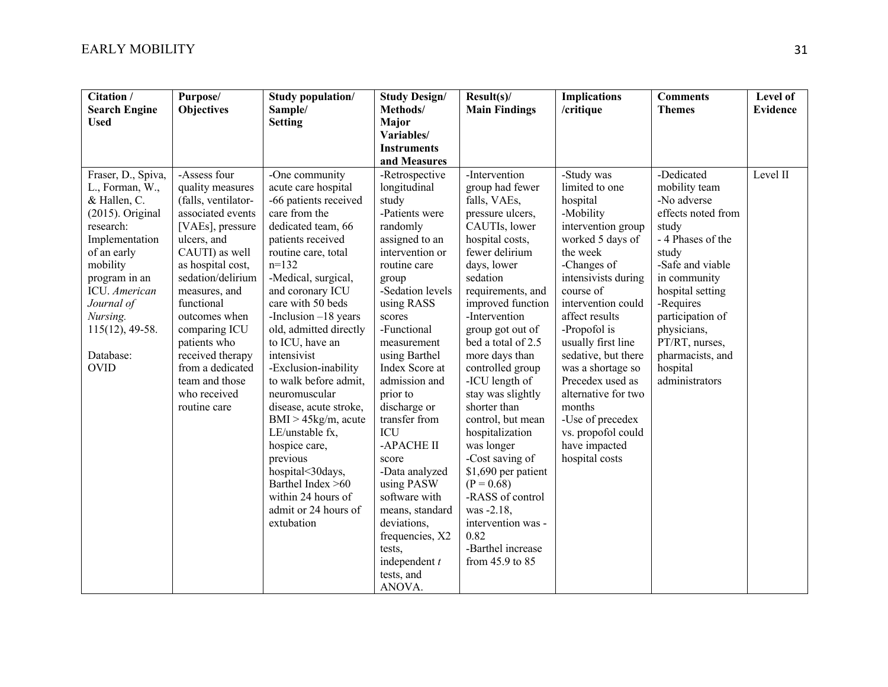| Citation / Search Engine Used | Purpose/ Objectives | Study population/ Sample/ Setting | Study Design/ Methods/ Major Variables/ Instruments and Measures | Result(s)/ Main Findings | Implications /critique | Comments Themes | Level of Evidence |
|---|---|---|---|---|---|---|---|
| Fraser, D., Spiva, L., Forman, W., & Hallen, C. (2015). Original research: Implementation of an early mobility program in an ICU. *American Journal of Nursing.* 115(12), 49-58.<br><br>Database: OVID | -Assess four quality measures (falls, ventilator-associated events [VAEs], pressure ulcers, and CAUTI) as well as hospital cost, sedation/delirium measures, and functional outcomes when comparing ICU patients who received therapy from a dedicated team and those who received routine care | -One community acute care hospital<br>-66 patients received care from the dedicated team, 66 patients received routine care, total n=132<br>-Medical, surgical, and coronary ICU care with 50 beds<br>-Inclusion –18 years old, admitted directly to ICU, have an intensivist<br>-Exclusion-inability to walk before admit, neuromuscular disease, acute stroke, BMI > 45kg/m, acute LE/unstable fx, hospice care, previous hospital<30days, Barthel Index >60 within 24 hours of admit or 24 hours of extubation | -Retrospective longitudinal study<br>-Patients were randomly assigned to an intervention or routine care group<br>-Sedation levels using RASS scores<br>-Functional measurement using Barthel Index Score at admission and prior to discharge or transfer from ICU<br>-APACHE II score<br>-Data analyzed using PASW software with means, standard deviations, frequencies, X2 tests, independent *t* tests, and ANOVA. | -Intervention group had fewer falls, VAEs, pressure ulcers, CAUTIs, lower hospital costs, fewer delirium days, lower sedation requirements, and improved function<br>-Intervention group got out of bed a total of 2.5 more days than controlled group<br>-ICU length of stay was slightly shorter than control, but mean hospitalization was longer<br>-Cost saving of $1,690 per patient ($P = 0.68$)<br>-RASS of control was -2.18, intervention was -0.82<br>-Barthel increase from 45.9 to 85 | -Study was limited to one hospital<br>-Mobility intervention group worked 5 days of the week<br>-Changes of intensivists during course of intervention could affect results<br>-Propofol is usually first line sedative, but there was a shortage so Precedex used as alternative for two months<br>-Use of precedex vs. propofol could have impacted hospital costs | -Dedicated mobility team<br>-No adverse effects noted from study<br>- 4 Phases of the study<br>-Safe and viable in community hospital setting<br>-Requires participation of physicians, PT/RT, nurses, pharmacists, and hospital administrators | Level II |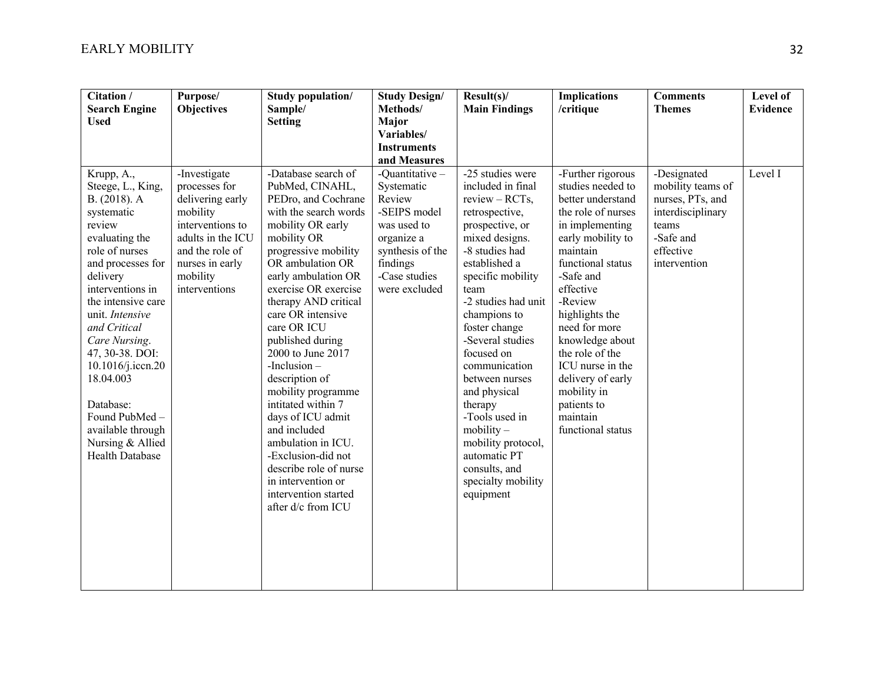| Citation / Search Engine Used | Purpose/ Objectives | Study population/ Sample/ Setting | Study Design/ Methods/ Major Variables/ Instruments and Measures | Result(s)/ Main Findings | Implications /critique | Comments Themes | Level of Evidence |
|---|---|---|---|---|---|---|---|
| Krupp, A., Steege, L., King, B. (2018). A systematic review evaluating the role of nurses and processes for delivery interventions in the intensive care unit. *Intensive and Critical Care Nursing*. 47, 30-38. DOI: 10.1016/j.iccn.2018.04.003<br><br>Database: Found PubMed – available through Nursing & Allied Health Database | -Investigate processes for delivering early mobility interventions to adults in the ICU and the role of nurses in early mobility interventions | -Database search of PubMed, CINAHL, PEDro, and Cochrane with the search words mobility OR early mobility OR progressive mobility OR ambulation OR early ambulation OR exercise OR exercise therapy AND critical care OR intensive care OR ICU published during 2000 to June 2017<br>-Inclusion – description of mobility programme intitated within 7 days of ICU admit and included ambulation in ICU.<br>-Exclusion-did not describe role of nurse in intervention or intervention started after d/c from ICU | -Quantitative – Systematic Review<br>-SEIPS model was used to organize a synthesis of the findings<br>-Case studies were excluded | -25 studies were included in final review – RCTs, retrospective, prospective, or mixed designs.<br>-8 studies had established a specific mobility team<br>-2 studies had unit champions to foster change<br>-Several studies focused on communication between nurses and physical therapy<br>-Tools used in mobility – mobility protocol, automatic PT consults, and specialty mobility equipment | -Further rigorous studies needed to better understand the role of nurses in implementing early mobility to maintain functional status<br>-Safe and effective<br>-Review highlights the need for more knowledge about the role of the ICU nurse in the delivery of early mobility in patients to maintain functional status | -Designated mobility teams of nurses, PTs, and interdisciplinary teams<br>-Safe and effective intervention | Level I |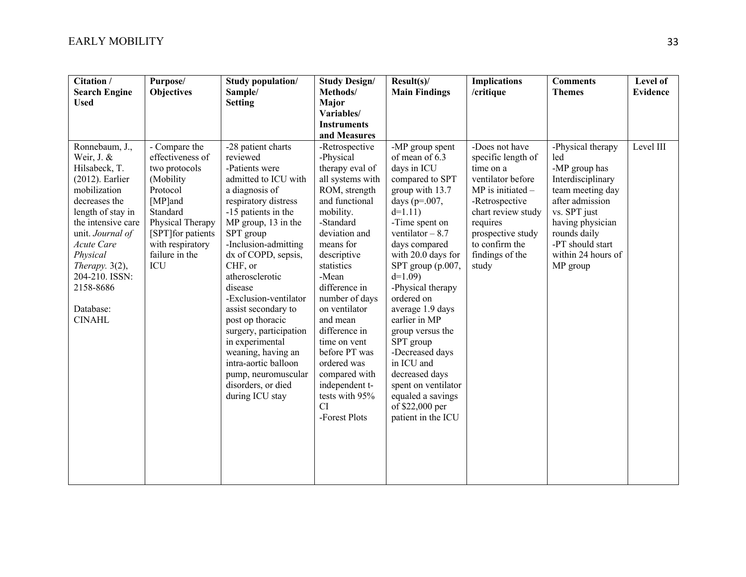| Citation / Search Engine Used | Purpose/ Objectives | Study population/ Sample/ Setting | Study Design/ Methods/ Major Variables/ Instruments and Measures | Result(s)/ Main Findings | Implications /critique | Comments Themes | Level of Evidence |
|---|---|---|---|---|---|---|---|
| Ronnebaum, J., Weir, J. & Hilsabeck, T. (2012). Earlier mobilization decreases the length of stay in the intensive care unit. *Journal of Acute Care Physical Therapy.* 3(2), 204-210. ISSN: 2158-8686<br><br>Database: CINAHL | - Compare the effectiveness of two protocols (Mobility Protocol [MP]and Standard Physical Therapy [SPT]for patients with respiratory failure in the ICU | -28 patient charts reviewed<br>-Patients were admitted to ICU with a diagnosis of respiratory distress<br>-15 patients in the MP group, 13 in the SPT group<br>-Inclusion-admitting dx of COPD, sepsis, CHF, or atherosclerotic disease<br>-Exclusion-ventilator assist secondary to post op thoracic surgery, participation in experimental weaning, having an intra-aortic balloon pump, neuromuscular disorders, or died during ICU stay | -Retrospective<br>-Physical therapy eval of all systems with ROM, strength and functional mobility.<br>-Standard deviation and means for descriptive statistics<br>-Mean difference in number of days on ventilator and mean difference in time on vent before PT was ordered was compared with independent t-tests with 95% CI<br>-Forest Plots | -MP group spent of mean of 6.3 days in ICU compared to SPT group with 13.7 days ($p=.007$, $d=1.11$)<br>-Time spent on ventilator – 8.7 days compared with 20.0 days for SPT group (p.007, $d=1.09$)<br>-Physical therapy ordered on average 1.9 days earlier in MP group versus the SPT group<br>-Decreased days in ICU and decreased days spent on ventilator equaled a savings of $22,000 per patient in the ICU | -Does not have specific length of time on a ventilator before MP is initiated –<br>-Retrospective chart review study requires prospective study to confirm the findings of the study | -Physical therapy led<br>-MP group has Interdisciplinary team meeting day after admission vs. SPT just having physician rounds daily<br>-PT should start within 24 hours of MP group | Level III |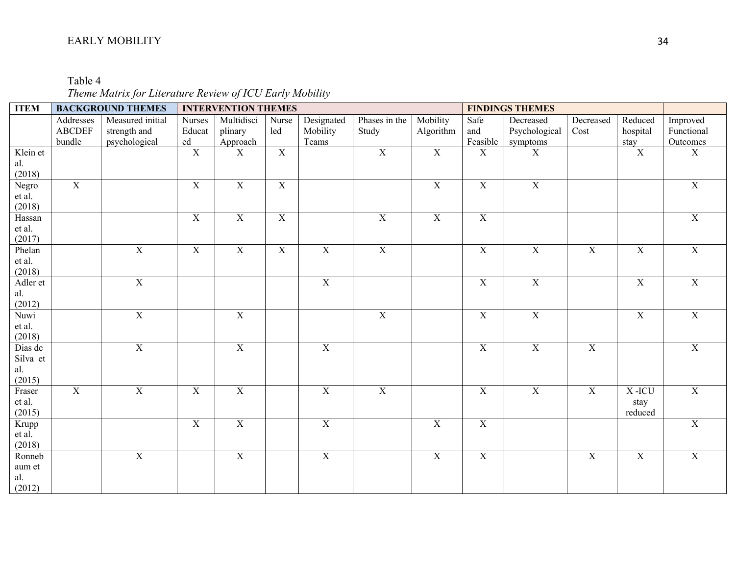Table 4

*Theme Matrix for Literature Review of ICU Early Mobility*

| ITEM | BACKGROUND THEMES | | INTERVENTION THEMES | | | | | | FINDINGS THEMES | | | | |
|---|---|---|---|---|---|---|---|---|---|---|---|---|---|
| | Addresses ABCDEF bundle | Measured initial strength and psychological | Nurses Educated | Multidisciplinary Approach | Nurse led | Designated Mobility Teams | Phases in the Study | Mobility Algorithm | Safe and Feasible | Decreased Psychological symptoms | Decreased Cost | Reduced hospital stay | Improved Functional Outcomes |
| Klein et al. (2018) | | | X | X | X | | X | X | X | X | | X | X |
| Negro et al. (2018) | X | | X | X | X | | | X | X | X | | | X |
| Hassan et al. (2017) | | | X | X | X | | X | X | X | | | | X |
| Phelan et al. (2018) | | X | X | X | X | X | X | | X | X | X | X | X |
| Adler et al. (2012) | | X | | | | X | | | X | X | | X | X |
| Nuwi et al. (2018) | | X | | X | | | X | | X | X | | X | X |
| Dias de Silva et al. (2015) | | X | | X | | X | | | X | X | X | | X |
| Fraser et al. (2015) | X | X | X | X | | X | X | | X | X | X | X -ICU stay reduced | X |
| Krupp et al. (2018) | | | X | X | | X | | X | X | | | | X |
| Ronnebaum et al. (2012) | | X | | X | | X | | X | X | | X | X | X |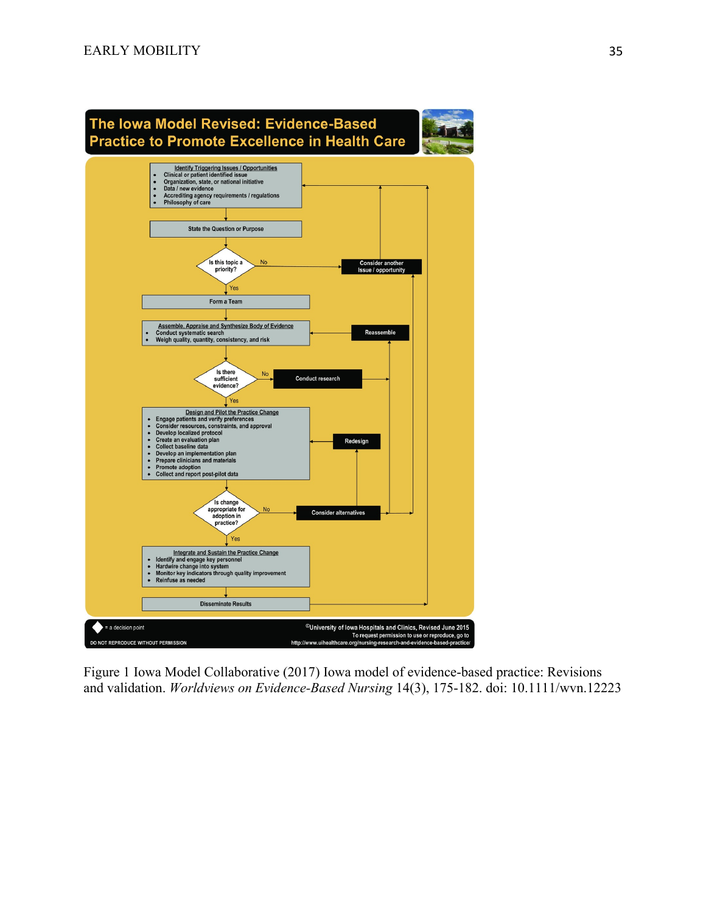The Iowa Model Revised: Evidence-Based Practice to Promote Excellence in Health Care

Identify Triggering Issues / Opportunities
- Clinical or patient identified issue
- Organization, state, or national initiative
- Data / new evidence
- Accrediting agency requirements / regulations
- Philosophy of care

State the Question or Purpose

Is this topic a priority?

No

Consider another Issue / opportunity

Yes

Form a Team

Assemble, Appraise and Synthesize Body of Evidence
- Conduct systematic search
- Weigh quality, quantity, consistency, and risk

Reassemble

Is there sufficient evidence?

No

Conduct research

Yes

Design and Pilot the Practice Change
- Engage patients and verify preferences
- Consider resources, constraints, and approval
- Develop localized protocol
- Create an evaluation plan
- Collect baseline data
- Develop an implementation plan
- Prepare clinicians and materials
- Promote adoption
- Collect and report post-pilot data

Redesign

Is change appropriate for adoption in practice?

No

Consider alternatives

Yes

Integrate and Sustain the Practice Change
- Identify and engage key personnel
- Hardwire change into system
- Monitor key indicators through quality improvement
- Reinfuse as needed

Disseminate Results

= a decision point

DO NOT REPRODUCE WITHOUT PERMISSION

©University of Iowa Hospitals and Clinics, Revised June 2015
To request permission to use or reproduce, go to
http://www.uihealthcare.org/nursing-research-and-evidence-based-practice/

Figure 1 Iowa Model Collaborative (2017) Iowa model of evidence-based practice: Revisions and validation. *Worldviews on Evidence-Based Nursing* 14(3), 175-182. doi: 10.1111/wvn.12223